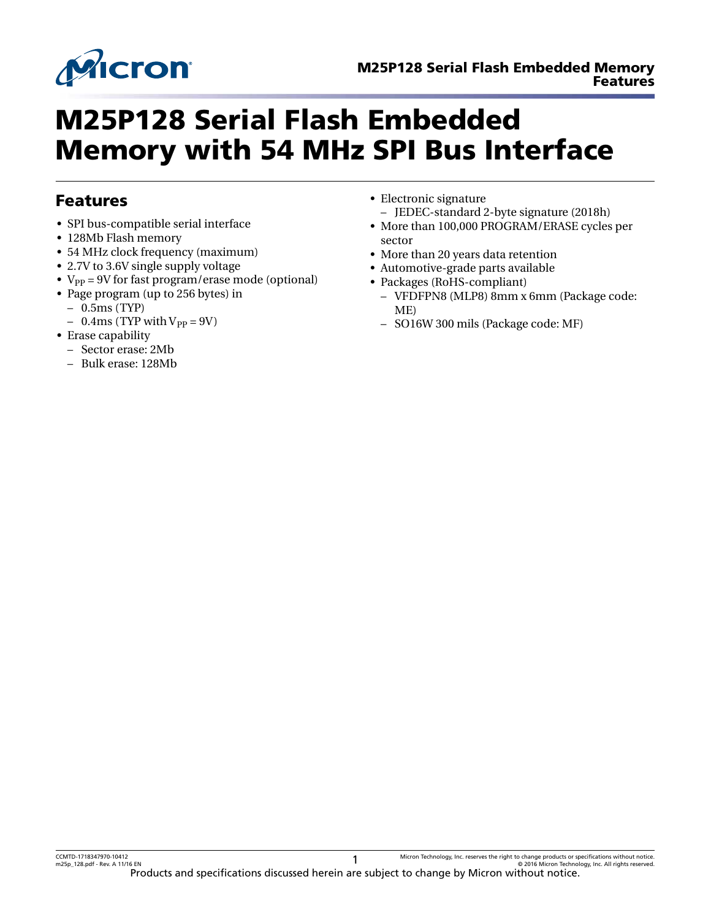# M25P128 Serial Flash Embedded Memory with 54 MHz SPI Bus Interface

## Features

- SPI bus-compatible serial interface
- 128Mb Flash memory
- 54 MHz clock frequency (maximum)
- 2.7V to 3.6V single supply voltage
- $V_{PP}$ = 9V for fast program/erase mode (optional)
- Page program (up to 256 bytes) in
  - 0.5ms (TYP)
  - 0.4ms (TYP with $V_{PP}$ = 9V)
- Erase capability
  - Sector erase: 2Mb
  - Bulk erase: 128Mb
- Electronic signature
  - JEDEC-standard 2-byte signature (2018h)
- More than 100,000 PROGRAM/ERASE cycles per sector
- More than 20 years data retention
- Automotive-grade parts available
- Packages (RoHS-compliant)
  - VFDFPN8 (MLP8) 8mm x 6mm (Package code: ME)
  - SO16W 300 mils (Package code: MF)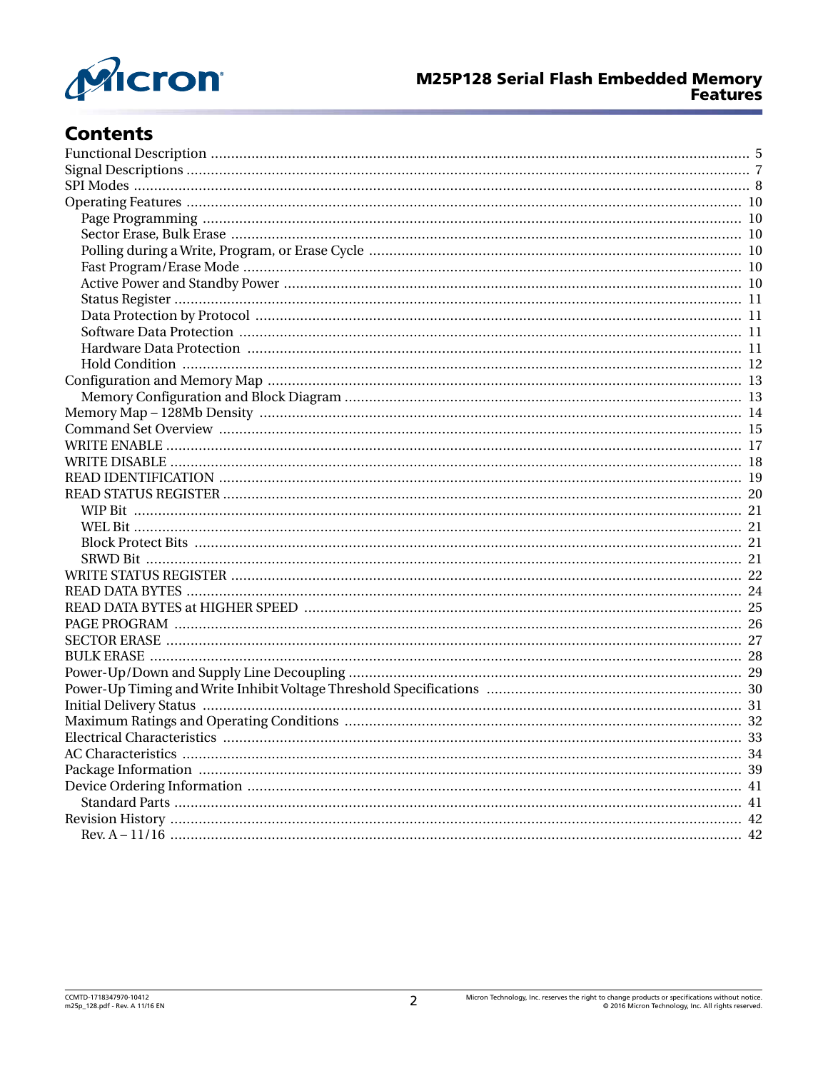## Contents

- Functional Description ... 5
- Signal Descriptions ... 7
- SPI Modes ... 8
- Operating Features ... 10
  - Page Programming ... 10
  - Sector Erase, Bulk Erase ... 10
  - Polling during a Write, Program, or Erase Cycle ... 10
  - Fast Program/Erase Mode ... 10
  - Active Power and Standby Power ... 10
  - Status Register ... 11
  - Data Protection by Protocol ... 11
  - Software Data Protection ... 11
  - Hardware Data Protection ... 11
  - Hold Condition ... 12
- Configuration and Memory Map ... 13
  - Memory Configuration and Block Diagram ... 13
- Memory Map – 128Mb Density ... 14
- Command Set Overview ... 15
- WRITE ENABLE ... 17
- WRITE DISABLE ... 18
- READ IDENTIFICATION ... 19
- READ STATUS REGISTER ... 20
  - WIP Bit ... 21
  - WEL Bit ... 21
  - Block Protect Bits ... 21
  - SRWD Bit ... 21
- WRITE STATUS REGISTER ... 22
- READ DATA BYTES ... 24
- READ DATA BYTES at HIGHER SPEED ... 25
- PAGE PROGRAM ... 26
- SECTOR ERASE ... 27
- BULK ERASE ... 28
- Power-Up/Down and Supply Line Decoupling ... 29
- Power-Up Timing and Write Inhibit Voltage Threshold Specifications ... 30
- Initial Delivery Status ... 31
- Maximum Ratings and Operating Conditions ... 32
- Electrical Characteristics ... 33
- AC Characteristics ... 34
- Package Information ... 39
- Device Ordering Information ... 41
  - Standard Parts ... 41
- Revision History ... 42
  - Rev. A – 11/16 ... 42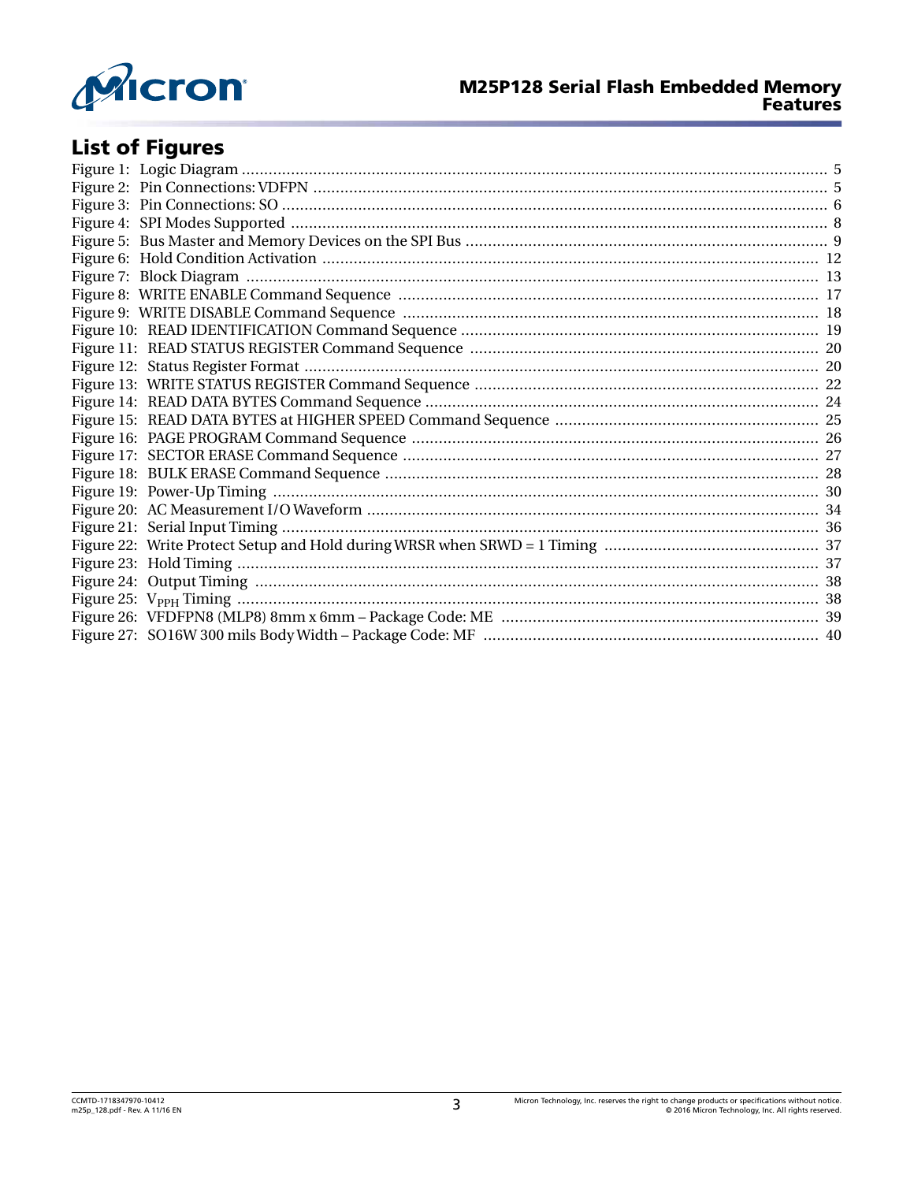## List of Figures

Figure 1: Logic Diagram ..... 5
Figure 2: Pin Connections: VDFPN ..... 5
Figure 3: Pin Connections: SO ..... 6
Figure 4: SPI Modes Supported ..... 8
Figure 5: Bus Master and Memory Devices on the SPI Bus ..... 9
Figure 6: Hold Condition Activation ..... 12
Figure 7: Block Diagram ..... 13
Figure 8: WRITE ENABLE Command Sequence ..... 17
Figure 9: WRITE DISABLE Command Sequence ..... 18
Figure 10: READ IDENTIFICATION Command Sequence ..... 19
Figure 11: READ STATUS REGISTER Command Sequence ..... 20
Figure 12: Status Register Format ..... 20
Figure 13: WRITE STATUS REGISTER Command Sequence ..... 22
Figure 14: READ DATA BYTES Command Sequence ..... 24
Figure 15: READ DATA BYTES at HIGHER SPEED Command Sequence ..... 25
Figure 16: PAGE PROGRAM Command Sequence ..... 26
Figure 17: SECTOR ERASE Command Sequence ..... 27
Figure 18: BULK ERASE Command Sequence ..... 28
Figure 19: Power-Up Timing ..... 30
Figure 20: AC Measurement I/O Waveform ..... 34
Figure 21: Serial Input Timing ..... 36
Figure 22: Write Protect Setup and Hold during WRSR when SRWD = 1 Timing ..... 37
Figure 23: Hold Timing ..... 37
Figure 24: Output Timing ..... 38
Figure 25: $V_{PPH}$ Timing ..... 38
Figure 26: VFDFPN8 (MLP8) 8mm x 6mm – Package Code: ME ..... 39
Figure 27: SO16W 300 mils Body Width – Package Code: MF ..... 40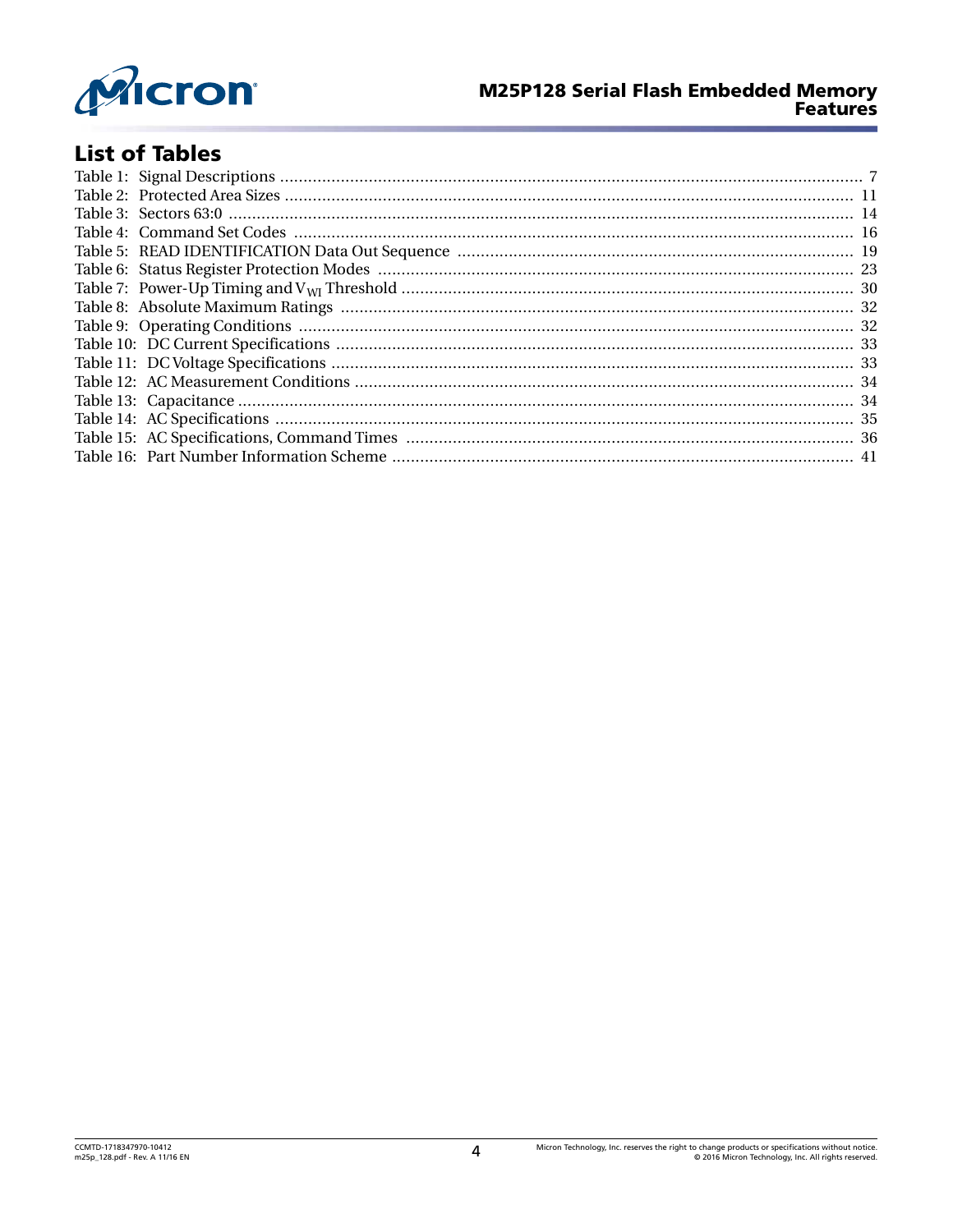## List of Tables

Table 1: Signal Descriptions ............................................................ 7
Table 2: Protected Area Sizes ............................................................ 11
Table 3: Sectors 63:0 ............................................................ 14
Table 4: Command Set Codes ............................................................ 16
Table 5: READ IDENTIFICATION Data Out Sequence ............................................................ 19
Table 6: Status Register Protection Modes ............................................................ 23
Table 7: Power-Up Timing and $V_{WI}$ Threshold ............................................................ 30
Table 8: Absolute Maximum Ratings ............................................................ 32
Table 9: Operating Conditions ............................................................ 32
Table 10: DC Current Specifications ............................................................ 33
Table 11: DC Voltage Specifications ............................................................ 33
Table 12: AC Measurement Conditions ............................................................ 34
Table 13: Capacitance ............................................................ 34
Table 14: AC Specifications ............................................................ 35
Table 15: AC Specifications, Command Times ............................................................ 36
Table 16: Part Number Information Scheme ............................................................ 41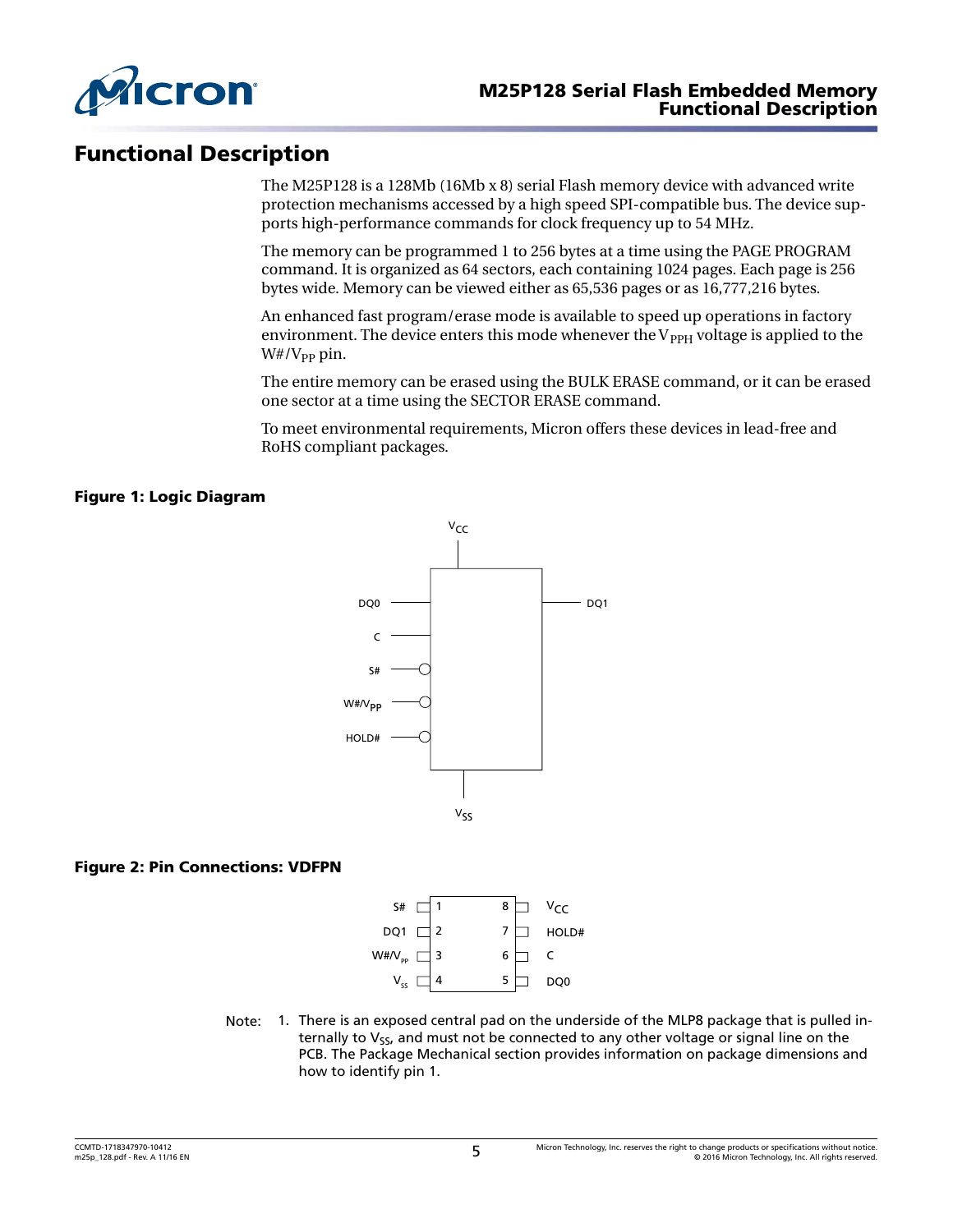# Functional Description

The M25P128 is a 128Mb (16Mb x 8) serial Flash memory device with advanced write protection mechanisms accessed by a high speed SPI-compatible bus. The device supports high-performance commands for clock frequency up to 54 MHz.

The memory can be programmed 1 to 256 bytes at a time using the PAGE PROGRAM command. It is organized as 64 sectors, each containing 1024 pages. Each page is 256 bytes wide. Memory can be viewed either as 65,536 pages or as 16,777,216 bytes.

An enhanced fast program/erase mode is available to speed up operations in factory environment. The device enters this mode whenever the $V_{PPH}$ voltage is applied to the W#/$V_{PP}$ pin.

The entire memory can be erased using the BULK ERASE command, or it can be erased one sector at a time using the SECTOR ERASE command.

To meet environmental requirements, Micron offers these devices in lead-free and RoHS compliant packages.

**Figure 1: Logic Diagram**

Inputs: DQ0, C, S#, W#/$V_{PP}$, HOLD#; Output: DQ1; Supply: $V_{CC}$, $V_{SS}$

**Figure 2: Pin Connections: VDFPN**

| Pin | Signal | Pin | Signal |
|---|---|---|---|
| 1 | S# | 8 | $V_{CC}$ |
| 2 | DQ1 | 7 | HOLD# |
| 3 | W#/$V_{PP}$ | 6 | C |
| 4 | $V_{SS}$ | 5 | DQ0 |

Note: 1. There is an exposed central pad on the underside of the MLP8 package that is pulled internally to $V_{SS}$, and must not be connected to any other voltage or signal line on the PCB. The Package Mechanical section provides information on package dimensions and how to identify pin 1.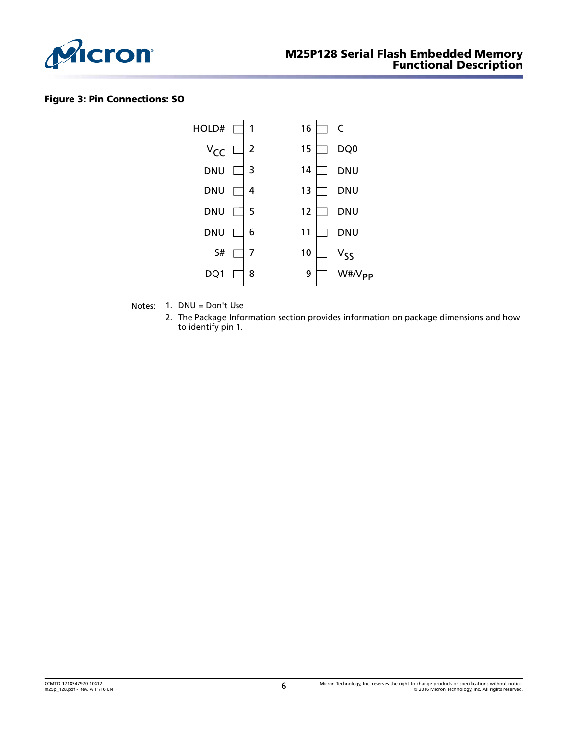**Figure 3: Pin Connections: SO**

| Signal | Pin | Pin | Signal |
|---|---|---|---|
| HOLD# | 1 | 16 | C |
| $V_{CC}$ | 2 | 15 | DQ0 |
| DNU | 3 | 14 | DNU |
| DNU | 4 | 13 | DNU |
| DNU | 5 | 12 | DNU |
| DNU | 6 | 11 | DNU |
| S# | 7 | 10 | $V_{SS}$ |
| DQ1 | 8 | 9 | W#/$V_{PP}$ |

Notes:
1. DNU = Don't Use
2. The Package Information section provides information on package dimensions and how to identify pin 1.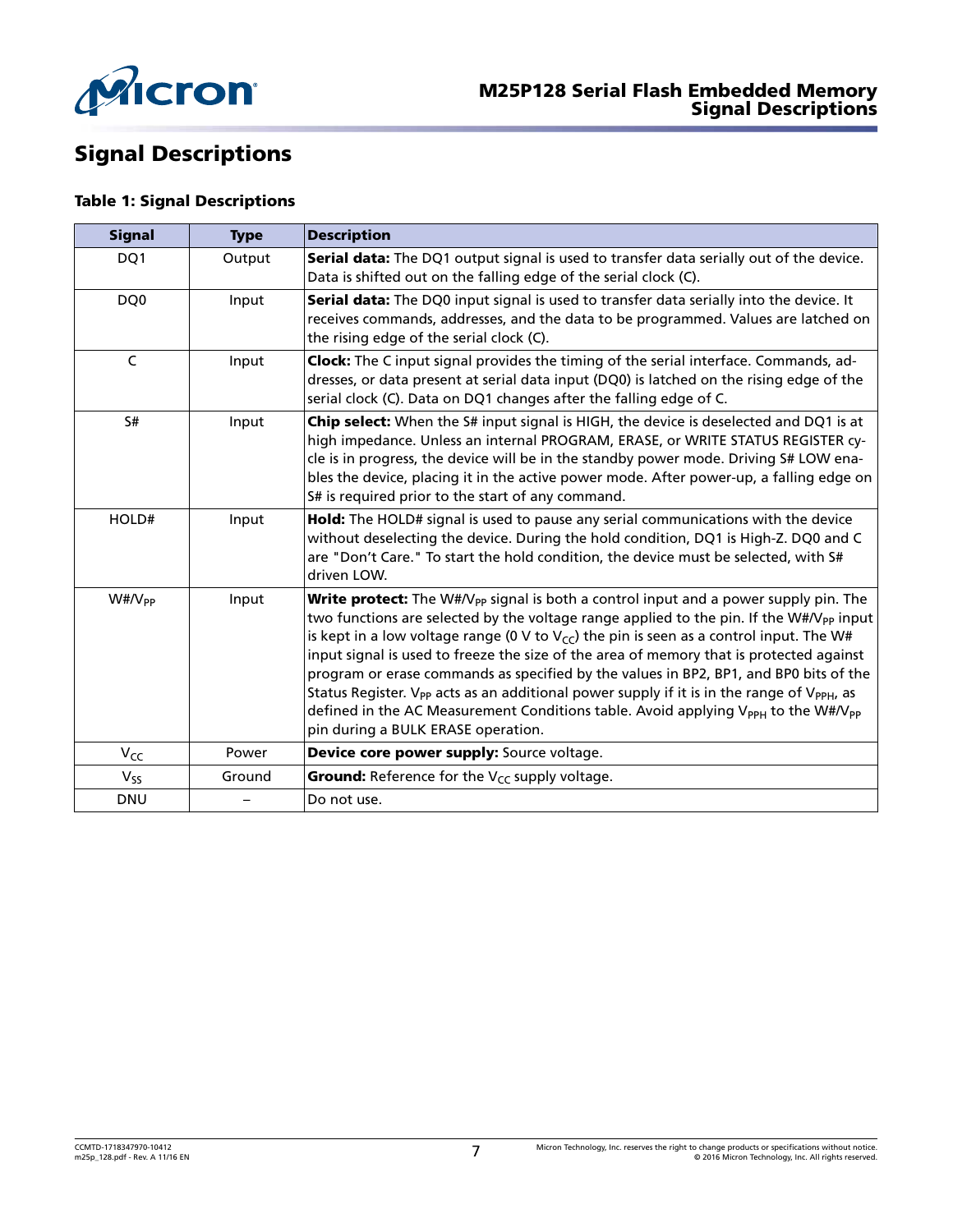# Signal Descriptions

**Table 1: Signal Descriptions**

| Signal | Type | Description |
|---|---|---|
| DQ1 | Output | **Serial data:** The DQ1 output signal is used to transfer data serially out of the device. Data is shifted out on the falling edge of the serial clock (C). |
| DQ0 | Input | **Serial data:** The DQ0 input signal is used to transfer data serially into the device. It receives commands, addresses, and the data to be programmed. Values are latched on the rising edge of the serial clock (C). |
| C | Input | **Clock:** The C input signal provides the timing of the serial interface. Commands, addresses, or data present at serial data input (DQ0) is latched on the rising edge of the serial clock (C). Data on DQ1 changes after the falling edge of C. |
| S# | Input | **Chip select:** When the S# input signal is HIGH, the device is deselected and DQ1 is at high impedance. Unless an internal PROGRAM, ERASE, or WRITE STATUS REGISTER cycle is in progress, the device will be in the standby power mode. Driving S# LOW enables the device, placing it in the active power mode. After power-up, a falling edge on S# is required prior to the start of any command. |
| HOLD# | Input | **Hold:** The HOLD# signal is used to pause any serial communications with the device without deselecting the device. During the hold condition, DQ1 is High-Z. DQ0 and C are "Don't Care." To start the hold condition, the device must be selected, with S# driven LOW. |
| W#/$V_{PP}$ | Input | **Write protect:** The W#/$V_{PP}$ signal is both a control input and a power supply pin. The two functions are selected by the voltage range applied to the pin. If the W#/$V_{PP}$ input is kept in a low voltage range (0 V to $V_{CC}$) the pin is seen as a control input. The W# input signal is used to freeze the size of the area of memory that is protected against program or erase commands as specified by the values in BP2, BP1, and BP0 bits of the Status Register. $V_{PP}$ acts as an additional power supply if it is in the range of $V_{PPH}$, as defined in the AC Measurement Conditions table. Avoid applying $V_{PPH}$ to the W#/$V_{PP}$ pin during a BULK ERASE operation. |
| $V_{CC}$ | Power | **Device core power supply:** Source voltage. |
| $V_{SS}$ | Ground | **Ground:** Reference for the $V_{CC}$ supply voltage. |
| DNU | – | Do not use. |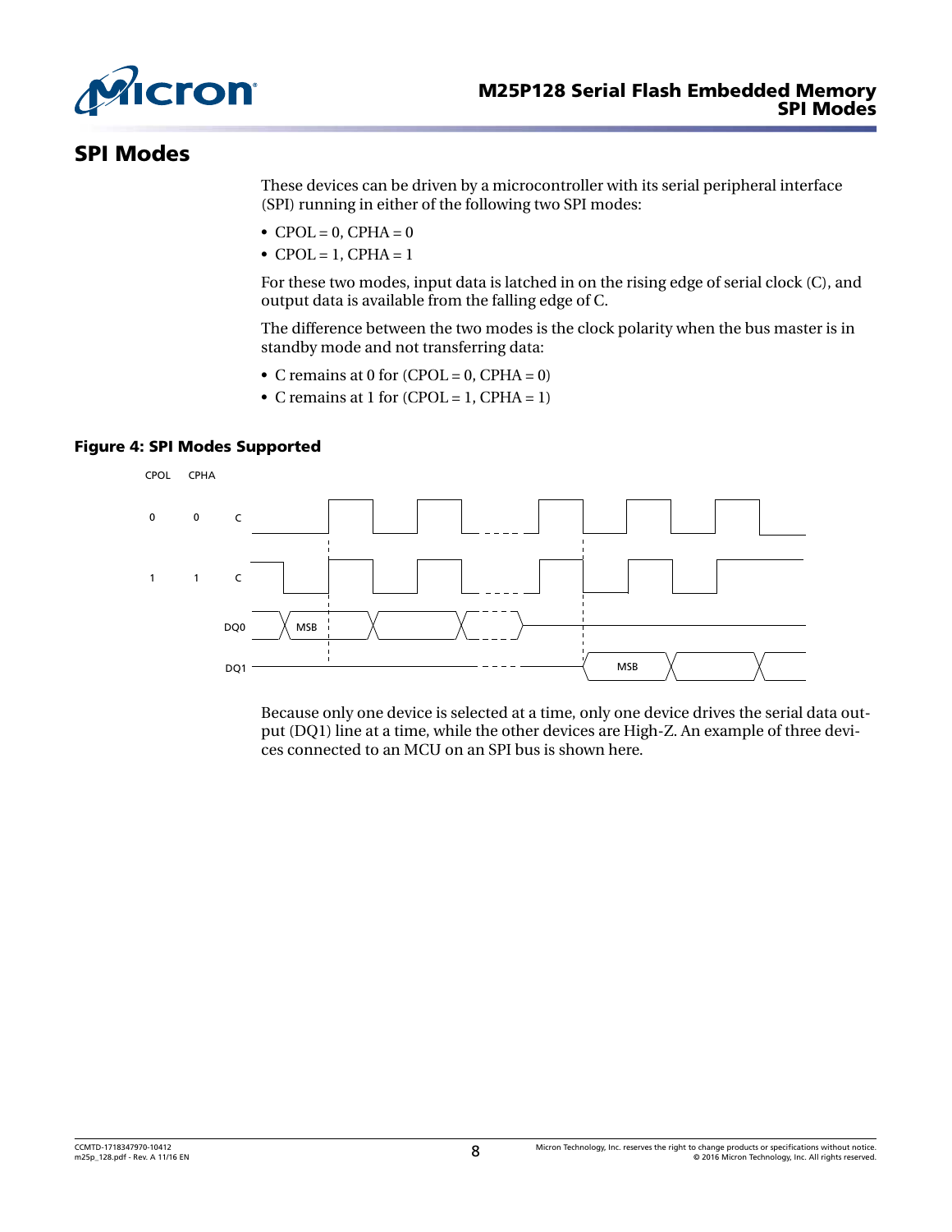# SPI Modes

These devices can be driven by a microcontroller with its serial peripheral interface (SPI) running in either of the following two SPI modes:

- CPOL = 0, CPHA = 0
- CPOL = 1, CPHA = 1

For these two modes, input data is latched in on the rising edge of serial clock (C), and output data is available from the falling edge of C.

The difference between the two modes is the clock polarity when the bus master is in standby mode and not transferring data:

- C remains at 0 for (CPOL = 0, CPHA = 0)
- C remains at 1 for (CPOL = 1, CPHA = 1)

**Figure 4: SPI Modes Supported**

Because only one device is selected at a time, only one device drives the serial data output (DQ1) line at a time, while the other devices are High-Z. An example of three devices connected to an MCU on an SPI bus is shown here.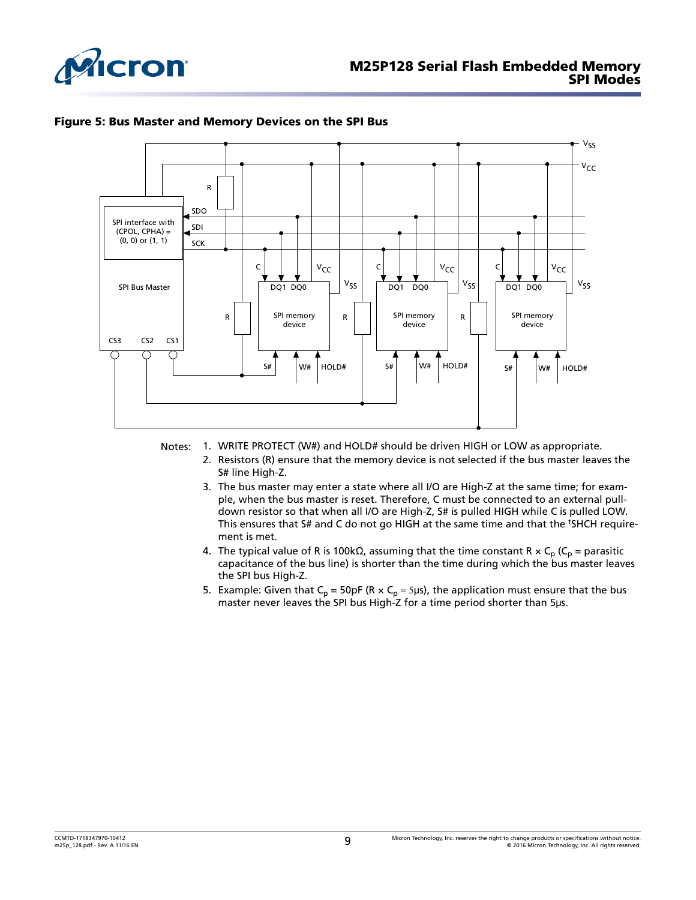**Figure 5: Bus Master and Memory Devices on the SPI Bus**

Notes:

1. WRITE PROTECT (W#) and HOLD# should be driven HIGH or LOW as appropriate.
2. Resistors (R) ensure that the memory device is not selected if the bus master leaves the S# line High-Z.
3. The bus master may enter a state where all I/O are High-Z at the same time; for example, when the bus master is reset. Therefore, C must be connected to an external pull-down resistor so that when all I/O are High-Z, S# is pulled HIGH while C is pulled LOW. This ensures that S# and C do not go HIGH at the same time and that the $^tSHCH$ requirement is met.
4. The typical value of R is 100kΩ, assuming that the time constant R × $C_p$ ($C_p$ = parasitic capacitance of the bus line) is shorter than the time during which the bus master leaves the SPI bus High-Z.
5. Example: Given that $C_p$ = 50pF (R × $C_p$ = 5μs), the application must ensure that the bus master never leaves the SPI bus High-Z for a time period shorter than 5μs.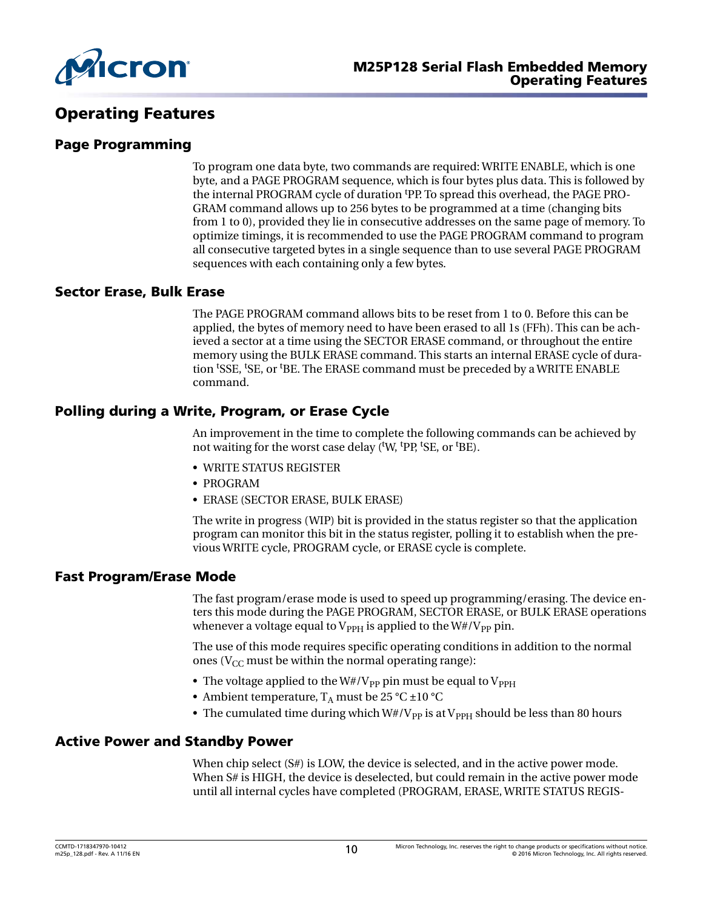# Operating Features

## Page Programming

To program one data byte, two commands are required: WRITE ENABLE, which is one byte, and a PAGE PROGRAM sequence, which is four bytes plus data. This is followed by the internal PROGRAM cycle of duration $^tPP$. To spread this overhead, the PAGE PROGRAM command allows up to 256 bytes to be programmed at a time (changing bits from 1 to 0), provided they lie in consecutive addresses on the same page of memory. To optimize timings, it is recommended to use the PAGE PROGRAM command to program all consecutive targeted bytes in a single sequence than to use several PAGE PROGRAM sequences with each containing only a few bytes.

## Sector Erase, Bulk Erase

The PAGE PROGRAM command allows bits to be reset from 1 to 0. Before this can be applied, the bytes of memory need to have been erased to all 1s (FFh). This can be achieved a sector at a time using the SECTOR ERASE command, or throughout the entire memory using the BULK ERASE command. This starts an internal ERASE cycle of duration $^tSSE$, $^tSE$, or $^tBE$. The ERASE command must be preceded by a WRITE ENABLE command.

## Polling during a Write, Program, or Erase Cycle

An improvement in the time to complete the following commands can be achieved by not waiting for the worst case delay ($^tW$, $^tPP$, $^tSE$, or $^tBE$).

- WRITE STATUS REGISTER
- PROGRAM
- ERASE (SECTOR ERASE, BULK ERASE)

The write in progress (WIP) bit is provided in the status register so that the application program can monitor this bit in the status register, polling it to establish when the previous WRITE cycle, PROGRAM cycle, or ERASE cycle is complete.

## Fast Program/Erase Mode

The fast program/erase mode is used to speed up programming/erasing. The device enters this mode during the PAGE PROGRAM, SECTOR ERASE, or BULK ERASE operations whenever a voltage equal to $V_{PPH}$ is applied to the W#/$V_{PP}$ pin.

The use of this mode requires specific operating conditions in addition to the normal ones ($V_{CC}$ must be within the normal operating range):

- The voltage applied to the W#/$V_{PP}$ pin must be equal to $V_{PPH}$
- Ambient temperature, $T_A$ must be 25 °C ±10 °C
- The cumulated time during which W#/$V_{PP}$ is at $V_{PPH}$ should be less than 80 hours

## Active Power and Standby Power

When chip select (S#) is LOW, the device is selected, and in the active power mode. When S# is HIGH, the device is deselected, but could remain in the active power mode until all internal cycles have completed (PROGRAM, ERASE, WRITE STATUS REGIS-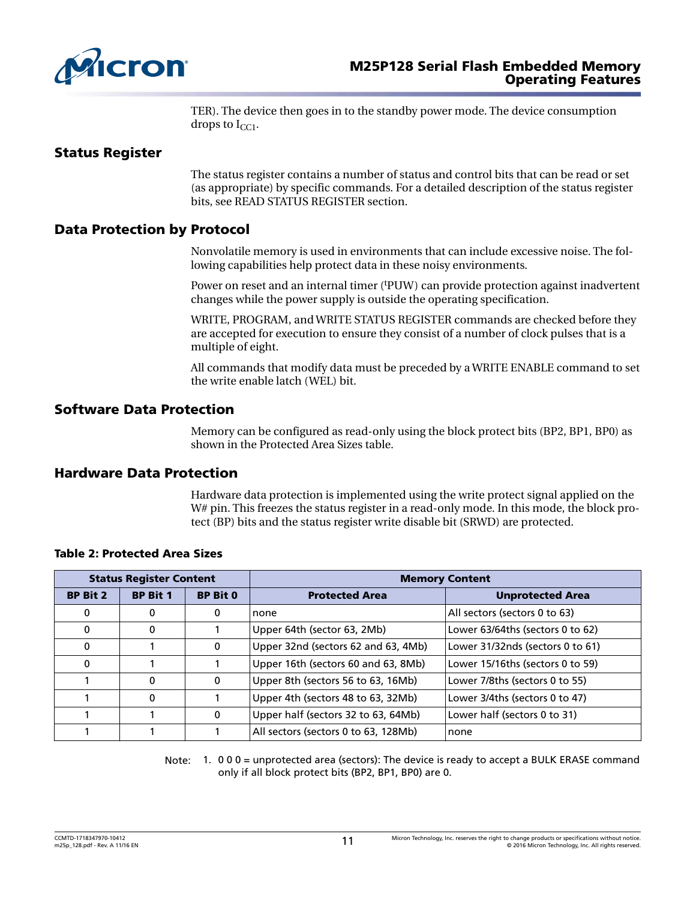TER). The device then goes in to the standby power mode. The device consumption drops to $I_{CC1}$.

## Status Register

The status register contains a number of status and control bits that can be read or set (as appropriate) by specific commands. For a detailed description of the status register bits, see READ STATUS REGISTER section.

## Data Protection by Protocol

Nonvolatile memory is used in environments that can include excessive noise. The following capabilities help protect data in these noisy environments.

Power on reset and an internal timer ($^{t}PUW$) can provide protection against inadvertent changes while the power supply is outside the operating specification.

WRITE, PROGRAM, and WRITE STATUS REGISTER commands are checked before they are accepted for execution to ensure they consist of a number of clock pulses that is a multiple of eight.

All commands that modify data must be preceded by a WRITE ENABLE command to set the write enable latch (WEL) bit.

## Software Data Protection

Memory can be configured as read-only using the block protect bits (BP2, BP1, BP0) as shown in the Protected Area Sizes table.

## Hardware Data Protection

Hardware data protection is implemented using the write protect signal applied on the W# pin. This freezes the status register in a read-only mode. In this mode, the block protect (BP) bits and the status register write disable bit (SRWD) are protected.

**Table 2: Protected Area Sizes**

| Status Register Content | | | Memory Content | |
|---|---|---|---|---|
| **BP Bit 2** | **BP Bit 1** | **BP Bit 0** | **Protected Area** | **Unprotected Area** |
| 0 | 0 | 0 | none | All sectors (sectors 0 to 63) |
| 0 | 0 | 1 | Upper 64th (sector 63, 2Mb) | Lower 63/64ths (sectors 0 to 62) |
| 0 | 1 | 0 | Upper 32nd (sectors 62 and 63, 4Mb) | Lower 31/32nds (sectors 0 to 61) |
| 0 | 1 | 1 | Upper 16th (sectors 60 and 63, 8Mb) | Lower 15/16ths (sectors 0 to 59) |
| 1 | 0 | 0 | Upper 8th (sectors 56 to 63, 16Mb) | Lower 7/8ths (sectors 0 to 55) |
| 1 | 0 | 1 | Upper 4th (sectors 48 to 63, 32Mb) | Lower 3/4ths (sectors 0 to 47) |
| 1 | 1 | 0 | Upper half (sectors 32 to 63, 64Mb) | Lower half (sectors 0 to 31) |
| 1 | 1 | 1 | All sectors (sectors 0 to 63, 128Mb) | none |

Note: 1. 0 0 0 = unprotected area (sectors): The device is ready to accept a BULK ERASE command only if all block protect bits (BP2, BP1, BP0) are 0.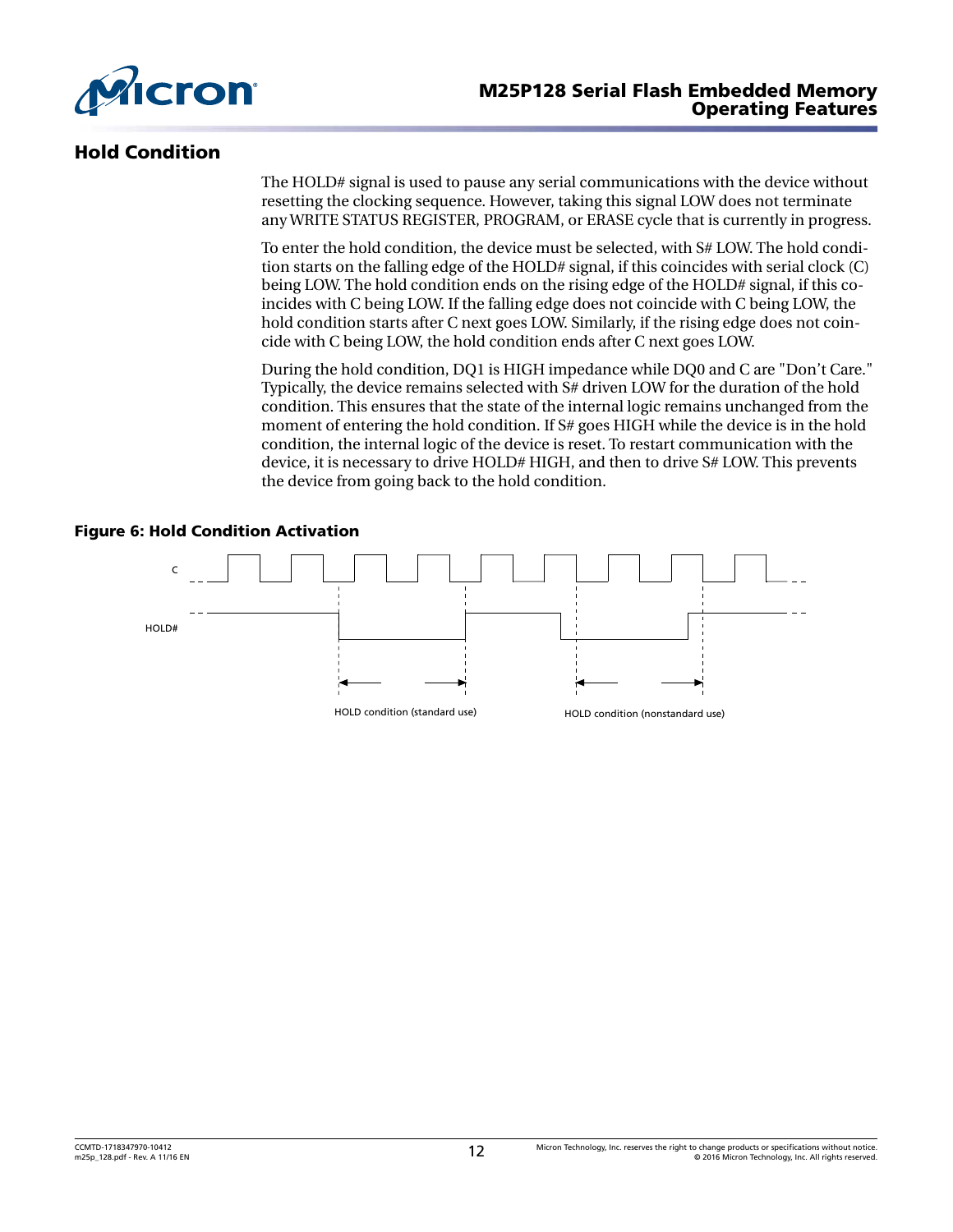## Hold Condition

The HOLD# signal is used to pause any serial communications with the device without resetting the clocking sequence. However, taking this signal LOW does not terminate any WRITE STATUS REGISTER, PROGRAM, or ERASE cycle that is currently in progress.

To enter the hold condition, the device must be selected, with S# LOW. The hold condition starts on the falling edge of the HOLD# signal, if this coincides with serial clock (C) being LOW. The hold condition ends on the rising edge of the HOLD# signal, if this coincides with C being LOW. If the falling edge does not coincide with C being LOW, the hold condition starts after C next goes LOW. Similarly, if the rising edge does not coincide with C being LOW, the hold condition ends after C next goes LOW.

During the hold condition, DQ1 is HIGH impedance while DQ0 and C are "Don't Care." Typically, the device remains selected with S# driven LOW for the duration of the hold condition. This ensures that the state of the internal logic remains unchanged from the moment of entering the hold condition. If S# goes HIGH while the device is in the hold condition, the internal logic of the device is reset. To restart communication with the device, it is necessary to drive HOLD# HIGH, and then to drive S# LOW. This prevents the device from going back to the hold condition.

**Figure 6: Hold Condition Activation**

C

HOLD#

HOLD condition (standard use)

HOLD condition (nonstandard use)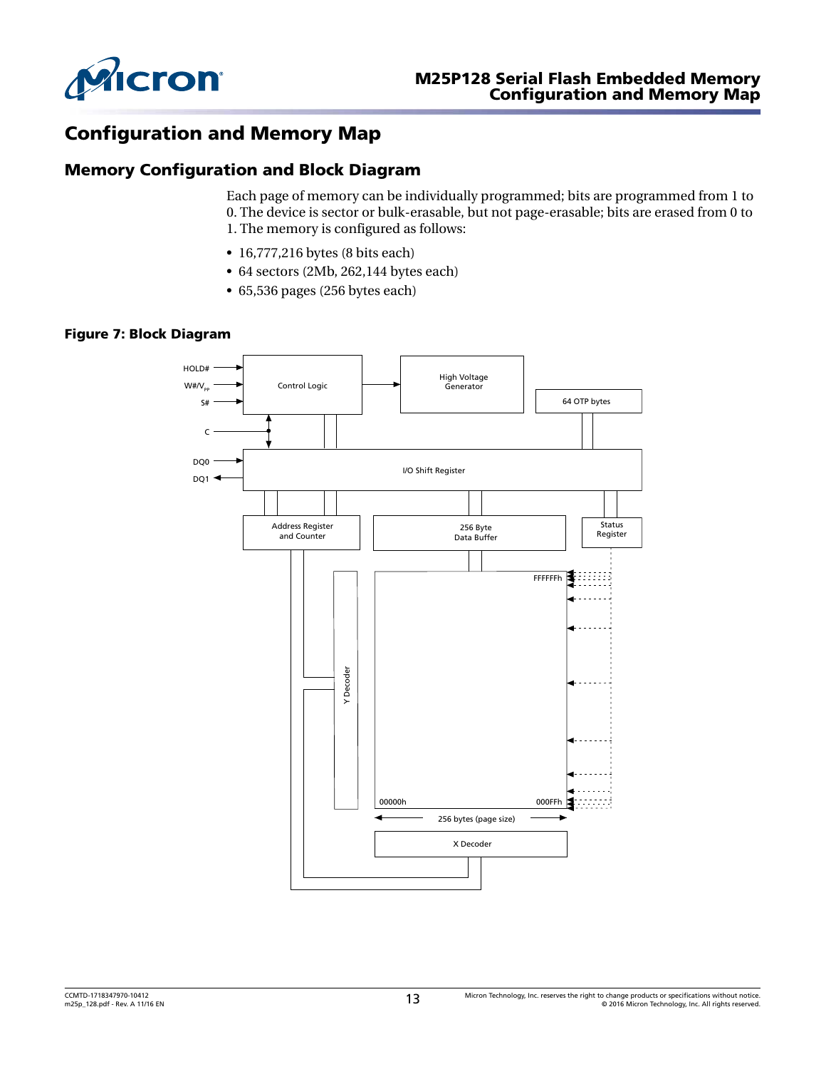# Configuration and Memory Map

## Memory Configuration and Block Diagram

Each page of memory can be individually programmed; bits are programmed from 1 to 0. The device is sector or bulk-erasable, but not page-erasable; bits are erased from 0 to 1. The memory is configured as follows:

- 16,777,216 bytes (8 bits each)
- 64 sectors (2Mb, 262,144 bytes each)
- 65,536 pages (256 bytes each)

**Figure 7: Block Diagram**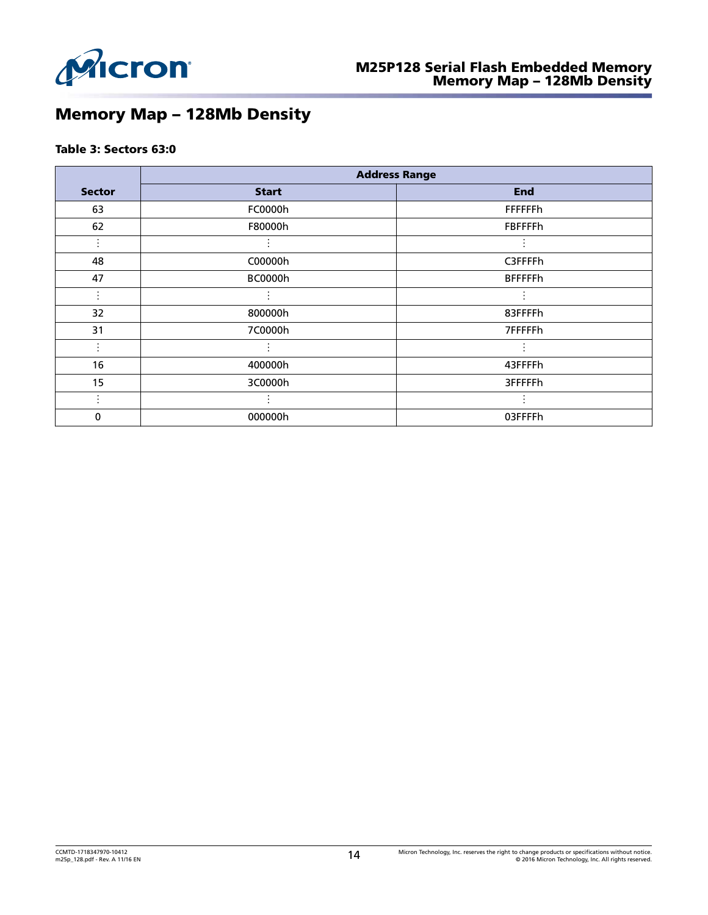# Memory Map – 128Mb Density

**Table 3: Sectors 63:0**

| Sector | Address Range | |
|---|---|---|
| | Start | End |
| 63 | FC0000h | FFFFFFh |
| 62 | F80000h | FBFFFFh |
| ⋮ | ⋮ | ⋮ |
| 48 | C00000h | C3FFFFh |
| 47 | BC0000h | BFFFFFh |
| ⋮ | ⋮ | ⋮ |
| 32 | 800000h | 83FFFFh |
| 31 | 7C0000h | 7FFFFFh |
| ⋮ | ⋮ | ⋮ |
| 16 | 400000h | 43FFFFh |
| 15 | 3C0000h | 3FFFFFh |
| ⋮ | ⋮ | ⋮ |
| 0 | 000000h | 03FFFFh |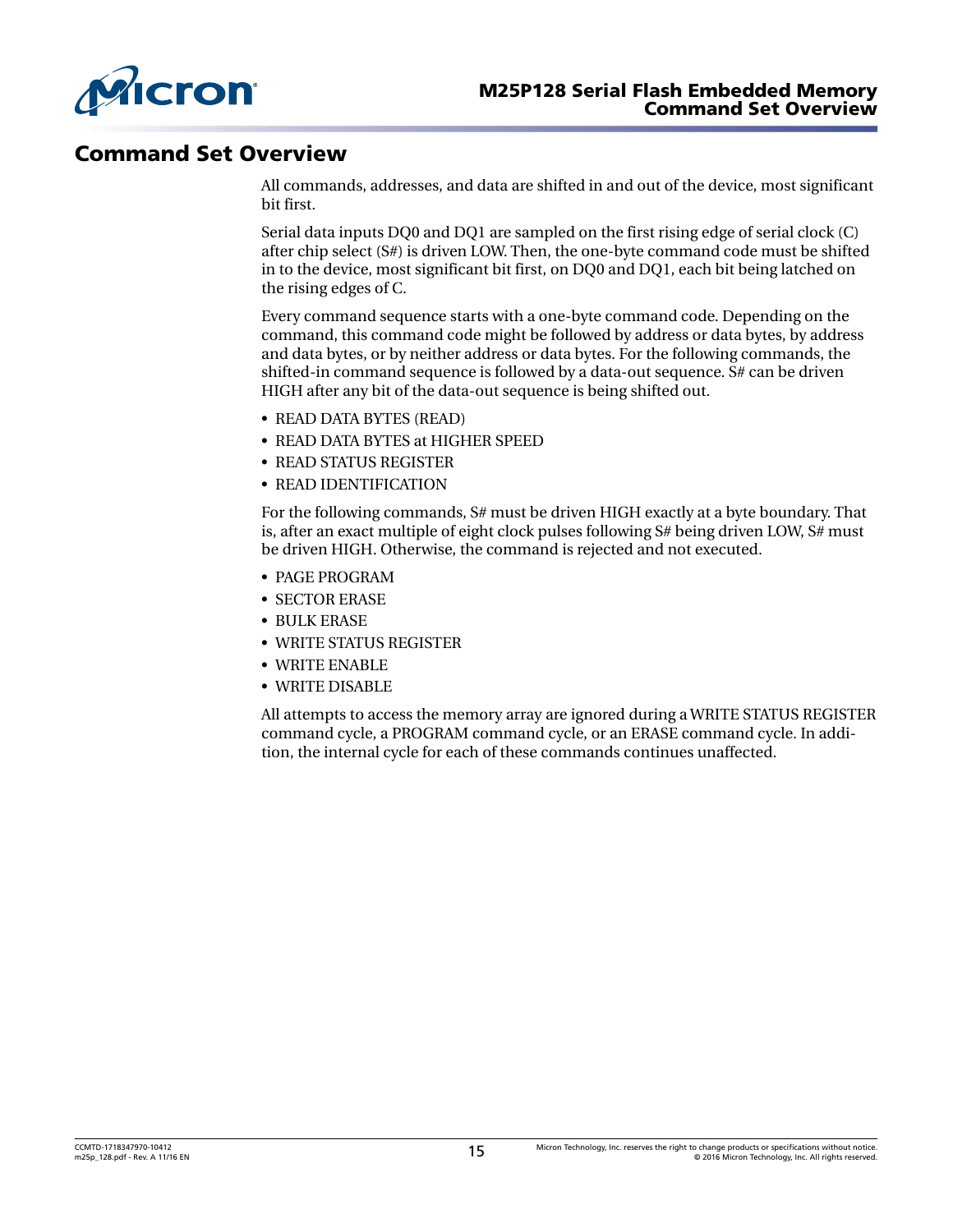## Command Set Overview

All commands, addresses, and data are shifted in and out of the device, most significant bit first.

Serial data inputs DQ0 and DQ1 are sampled on the first rising edge of serial clock (C) after chip select (S#) is driven LOW. Then, the one-byte command code must be shifted in to the device, most significant bit first, on DQ0 and DQ1, each bit being latched on the rising edges of C.

Every command sequence starts with a one-byte command code. Depending on the command, this command code might be followed by address or data bytes, by address and data bytes, or by neither address or data bytes. For the following commands, the shifted-in command sequence is followed by a data-out sequence. S# can be driven HIGH after any bit of the data-out sequence is being shifted out.

- READ DATA BYTES (READ)
- READ DATA BYTES at HIGHER SPEED
- READ STATUS REGISTER
- READ IDENTIFICATION

For the following commands, S# must be driven HIGH exactly at a byte boundary. That is, after an exact multiple of eight clock pulses following S# being driven LOW, S# must be driven HIGH. Otherwise, the command is rejected and not executed.

- PAGE PROGRAM
- SECTOR ERASE
- BULK ERASE
- WRITE STATUS REGISTER
- WRITE ENABLE
- WRITE DISABLE

All attempts to access the memory array are ignored during a WRITE STATUS REGISTER command cycle, a PROGRAM command cycle, or an ERASE command cycle. In addition, the internal cycle for each of these commands continues unaffected.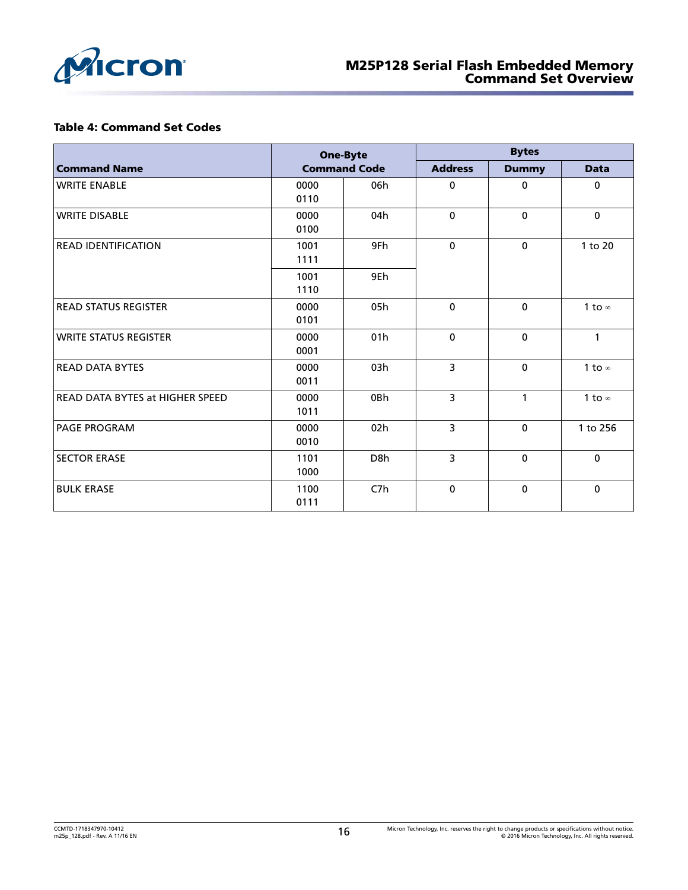**Table 4: Command Set Codes**

| Command Name | One-Byte Command Code | | Bytes | | |
|---|---|---|---|---|---|
| | | | Address | Dummy | Data |
| WRITE ENABLE | 0000 0110 | 06h | 0 | 0 | 0 |
| WRITE DISABLE | 0000 0100 | 04h | 0 | 0 | 0 |
| READ IDENTIFICATION | 1001 1111 | 9Fh | 0 | 0 | 1 to 20 |
| | 1001 1110 | 9Eh | | | |
| READ STATUS REGISTER | 0000 0101 | 05h | 0 | 0 | 1 to ∞ |
| WRITE STATUS REGISTER | 0000 0001 | 01h | 0 | 0 | 1 |
| READ DATA BYTES | 0000 0011 | 03h | 3 | 0 | 1 to ∞ |
| READ DATA BYTES at HIGHER SPEED | 0000 1011 | 0Bh | 3 | 1 | 1 to ∞ |
| PAGE PROGRAM | 0000 0010 | 02h | 3 | 0 | 1 to 256 |
| SECTOR ERASE | 1101 1000 | D8h | 3 | 0 | 0 |
| BULK ERASE | 1100 0111 | C7h | 0 | 0 | 0 |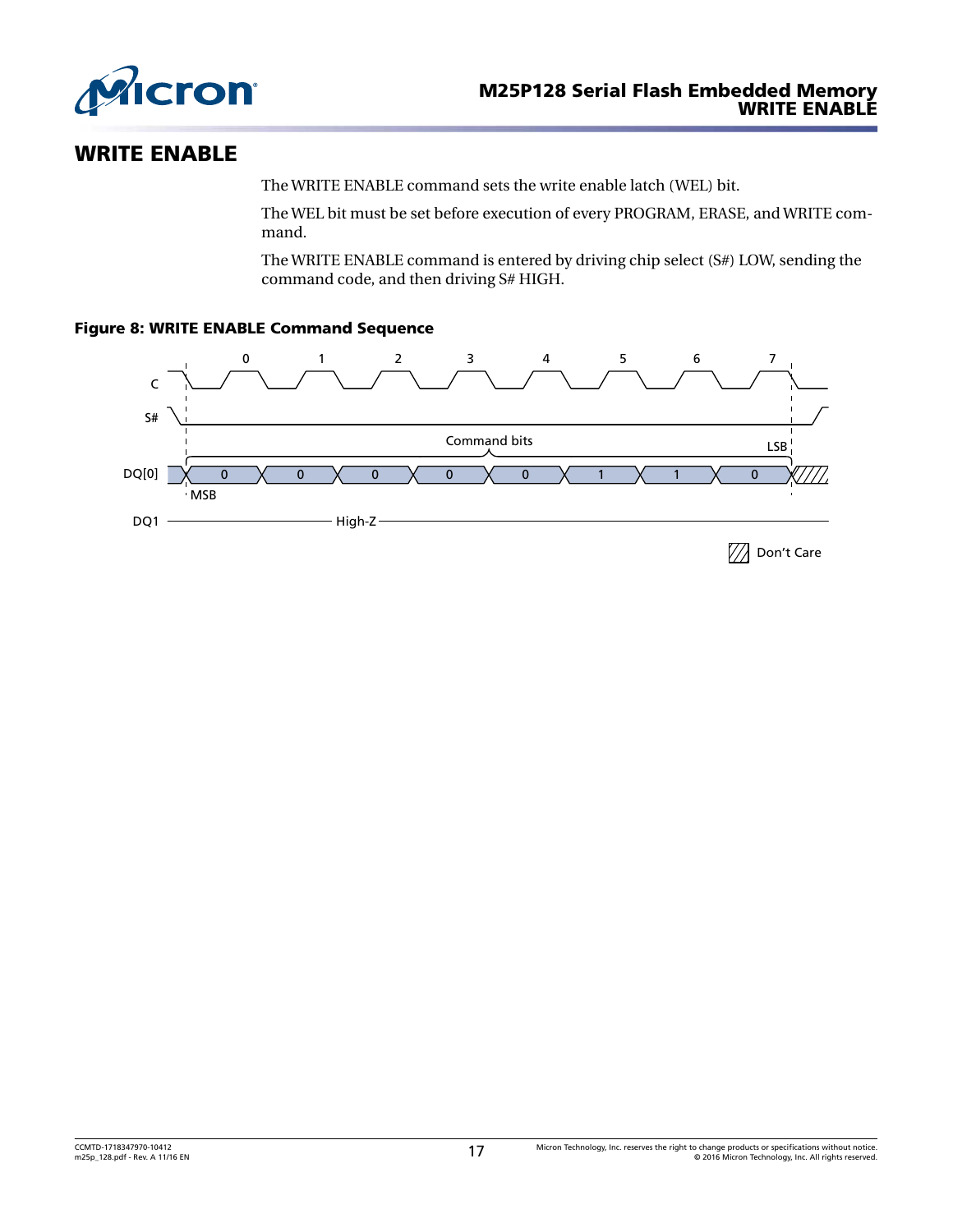## WRITE ENABLE

The WRITE ENABLE command sets the write enable latch (WEL) bit.

The WEL bit must be set before execution of every PROGRAM, ERASE, and WRITE command.

The WRITE ENABLE command is entered by driving chip select (S#) LOW, sending the command code, and then driving S# HIGH.

**Figure 8: WRITE ENABLE Command Sequence**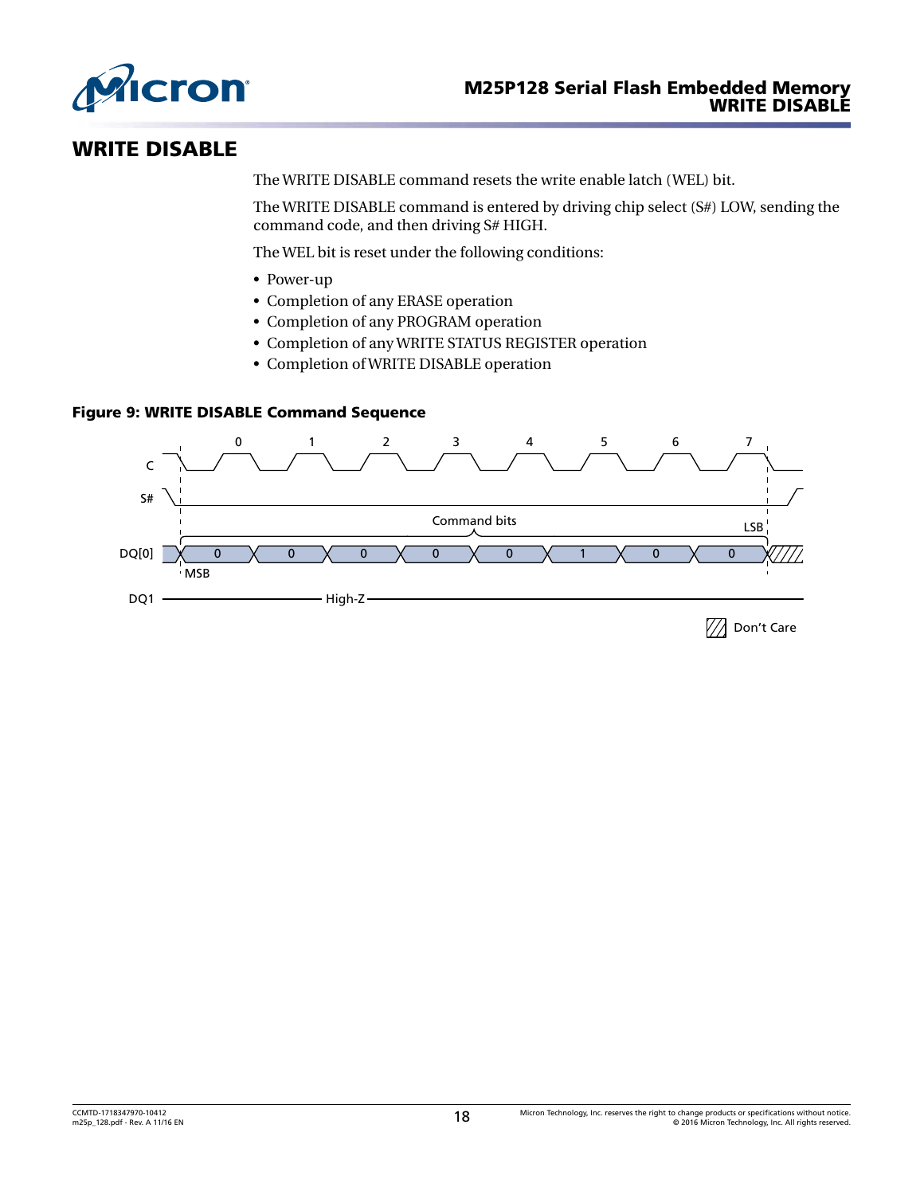## WRITE DISABLE

The WRITE DISABLE command resets the write enable latch (WEL) bit.

The WRITE DISABLE command is entered by driving chip select (S#) LOW, sending the command code, and then driving S# HIGH.

The WEL bit is reset under the following conditions:

- Power-up
- Completion of any ERASE operation
- Completion of any PROGRAM operation
- Completion of any WRITE STATUS REGISTER operation
- Completion of WRITE DISABLE operation

**Figure 9: WRITE DISABLE Command Sequence**

C
S#
DQ[0]: 0 0 0 0 0 1 0 0 (Command bits, MSB to LSB)
DQ1: High-Z

Don't Care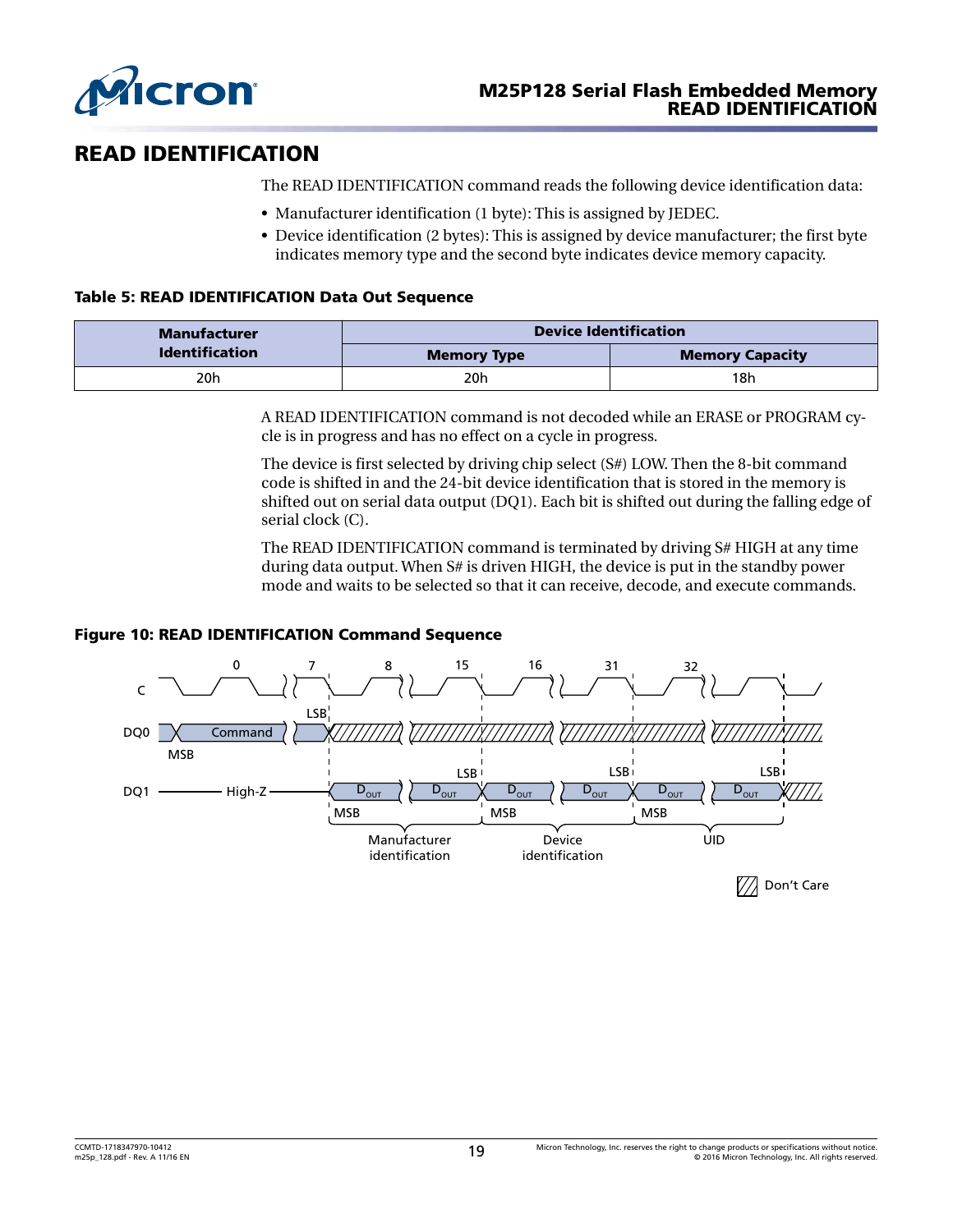# READ IDENTIFICATION

The READ IDENTIFICATION command reads the following device identification data:

- Manufacturer identification (1 byte): This is assigned by JEDEC.
- Device identification (2 bytes): This is assigned by device manufacturer; the first byte indicates memory type and the second byte indicates device memory capacity.

**Table 5: READ IDENTIFICATION Data Out Sequence**

| Manufacturer Identification | Device Identification | |
|---|---|---|
| | Memory Type | Memory Capacity |
| 20h | 20h | 18h |

A READ IDENTIFICATION command is not decoded while an ERASE or PROGRAM cycle is in progress and has no effect on a cycle in progress.

The device is first selected by driving chip select (S#) LOW. Then the 8-bit command code is shifted in and the 24-bit device identification that is stored in the memory is shifted out on serial data output (DQ1). Each bit is shifted out during the falling edge of serial clock (C).

The READ IDENTIFICATION command is terminated by driving S# HIGH at any time during data output. When S# is driven HIGH, the device is put in the standby power mode and waits to be selected so that it can receive, decode, and execute commands.

**Figure 10: READ IDENTIFICATION Command Sequence**

C: 0, 7, 8, 15, 16, 31, 32

DQ0: Command (MSB … LSB)

DQ1: High-Z; $D_{OUT}$ (MSB … LSB) Manufacturer identification; $D_{OUT}$ (MSB … LSB) Device identification; $D_{OUT}$ (MSB … LSB) UID

Don't Care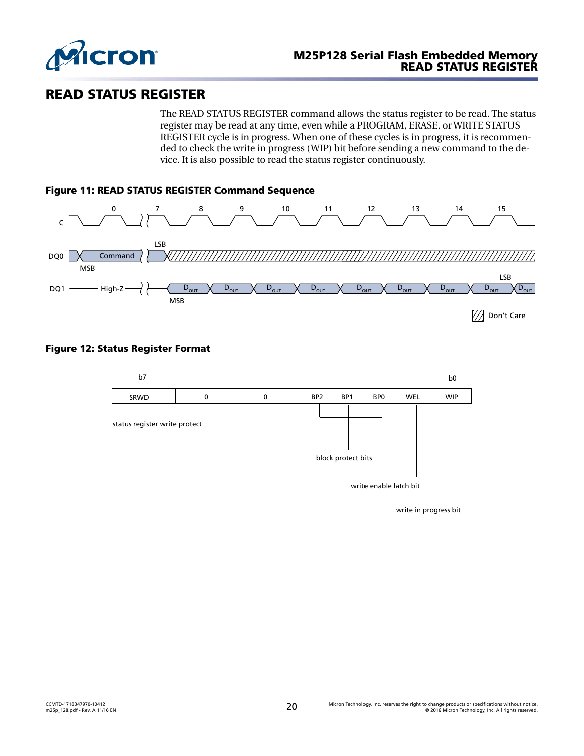# READ STATUS REGISTER

The READ STATUS REGISTER command allows the status register to be read. The status register may be read at any time, even while a PROGRAM, ERASE, or WRITE STATUS REGISTER cycle is in progress. When one of these cycles is in progress, it is recommended to check the write in progress (WIP) bit before sending a new command to the device. It is also possible to read the status register continuously.

**Figure 11: READ STATUS REGISTER Command Sequence**

**Figure 12: Status Register Format**

| b7 | | | | | | | b0 |
|---|---|---|---|---|---|---|---|
| SRWD | 0 | 0 | BP2 | BP1 | BP0 | WEL | WIP |

- SRWD: status register write protect
- BP2, BP1, BP0: block protect bits
- WEL: write enable latch bit
- WIP: write in progress bit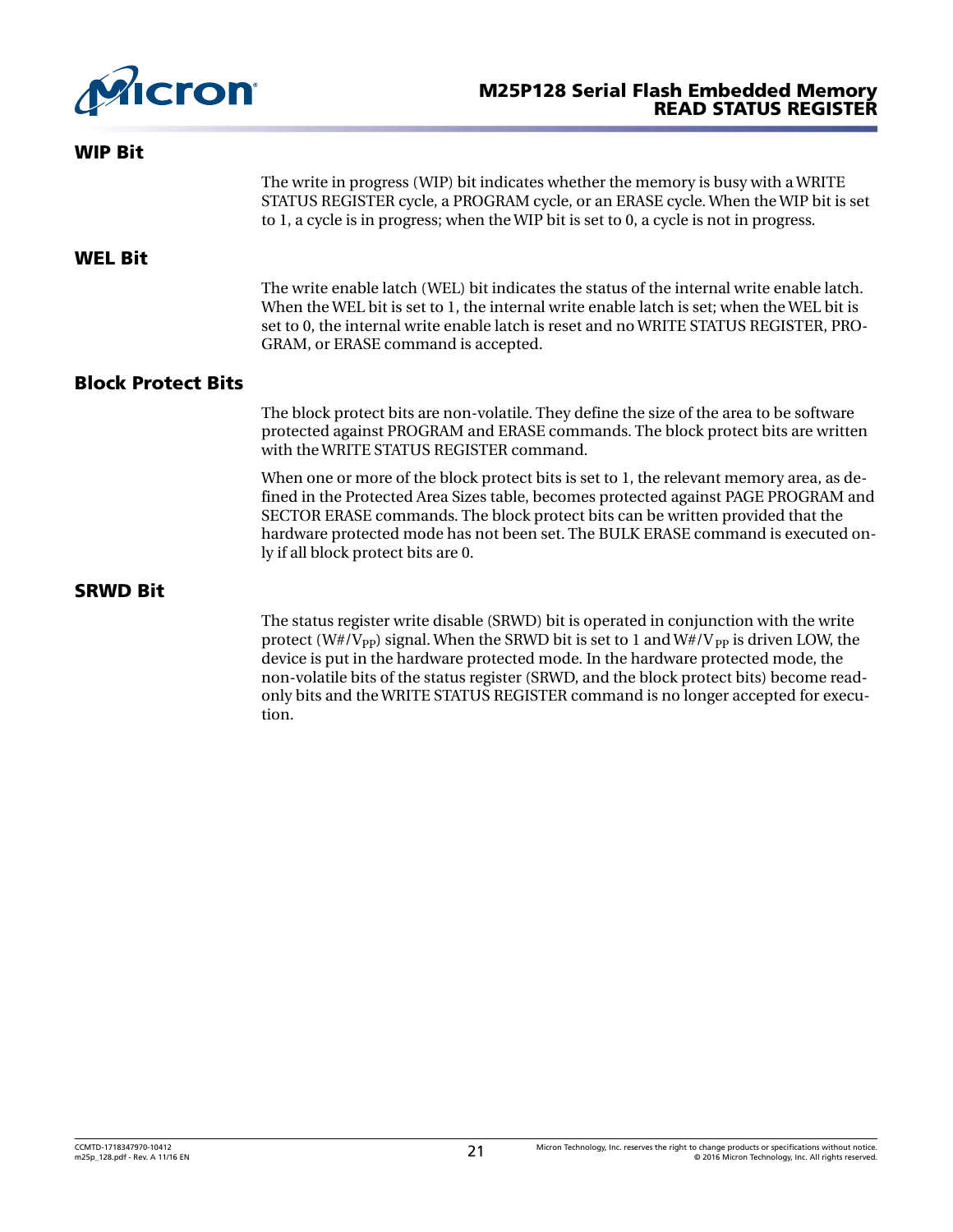## WIP Bit

The write in progress (WIP) bit indicates whether the memory is busy with a WRITE STATUS REGISTER cycle, a PROGRAM cycle, or an ERASE cycle. When the WIP bit is set to 1, a cycle is in progress; when the WIP bit is set to 0, a cycle is not in progress.

## WEL Bit

The write enable latch (WEL) bit indicates the status of the internal write enable latch. When the WEL bit is set to 1, the internal write enable latch is set; when the WEL bit is set to 0, the internal write enable latch is reset and no WRITE STATUS REGISTER, PROGRAM, or ERASE command is accepted.

## Block Protect Bits

The block protect bits are non-volatile. They define the size of the area to be software protected against PROGRAM and ERASE commands. The block protect bits are written with the WRITE STATUS REGISTER command.

When one or more of the block protect bits is set to 1, the relevant memory area, as defined in the Protected Area Sizes table, becomes protected against PAGE PROGRAM and SECTOR ERASE commands. The block protect bits can be written provided that the hardware protected mode has not been set. The BULK ERASE command is executed only if all block protect bits are 0.

## SRWD Bit

The status register write disable (SRWD) bit is operated in conjunction with the write protect (W#/$V_{PP}$) signal. When the SRWD bit is set to 1 and W#/$V_{PP}$ is driven LOW, the device is put in the hardware protected mode. In the hardware protected mode, the non-volatile bits of the status register (SRWD, and the block protect bits) become read-only bits and the WRITE STATUS REGISTER command is no longer accepted for execution.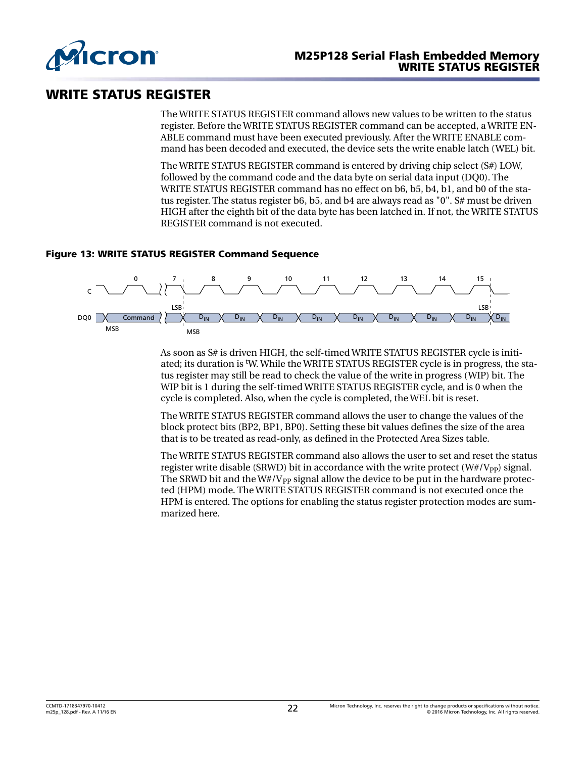# WRITE STATUS REGISTER

The WRITE STATUS REGISTER command allows new values to be written to the status register. Before the WRITE STATUS REGISTER command can be accepted, a WRITE ENABLE command must have been executed previously. After the WRITE ENABLE command has been decoded and executed, the device sets the write enable latch (WEL) bit.

The WRITE STATUS REGISTER command is entered by driving chip select (S#) LOW, followed by the command code and the data byte on serial data input (DQ0). The WRITE STATUS REGISTER command has no effect on b6, b5, b4, b1, and b0 of the status register. The status register b6, b5, and b4 are always read as "0". S# must be driven HIGH after the eighth bit of the data byte has been latched in. If not, the WRITE STATUS REGISTER command is not executed.

**Figure 13: WRITE STATUS REGISTER Command Sequence**

As soon as S# is driven HIGH, the self-timed WRITE STATUS REGISTER cycle is initiated; its duration is $^tW$. While the WRITE STATUS REGISTER cycle is in progress, the status register may still be read to check the value of the write in progress (WIP) bit. The WIP bit is 1 during the self-timed WRITE STATUS REGISTER cycle, and is 0 when the cycle is completed. Also, when the cycle is completed, the WEL bit is reset.

The WRITE STATUS REGISTER command allows the user to change the values of the block protect bits (BP2, BP1, BP0). Setting these bit values defines the size of the area that is to be treated as read-only, as defined in the Protected Area Sizes table.

The WRITE STATUS REGISTER command also allows the user to set and reset the status register write disable (SRWD) bit in accordance with the write protect ($W\#/V_{PP}$) signal. The SRWD bit and the $W\#/V_{PP}$ signal allow the device to be put in the hardware protected (HPM) mode. The WRITE STATUS REGISTER command is not executed once the HPM is entered. The options for enabling the status register protection modes are summarized here.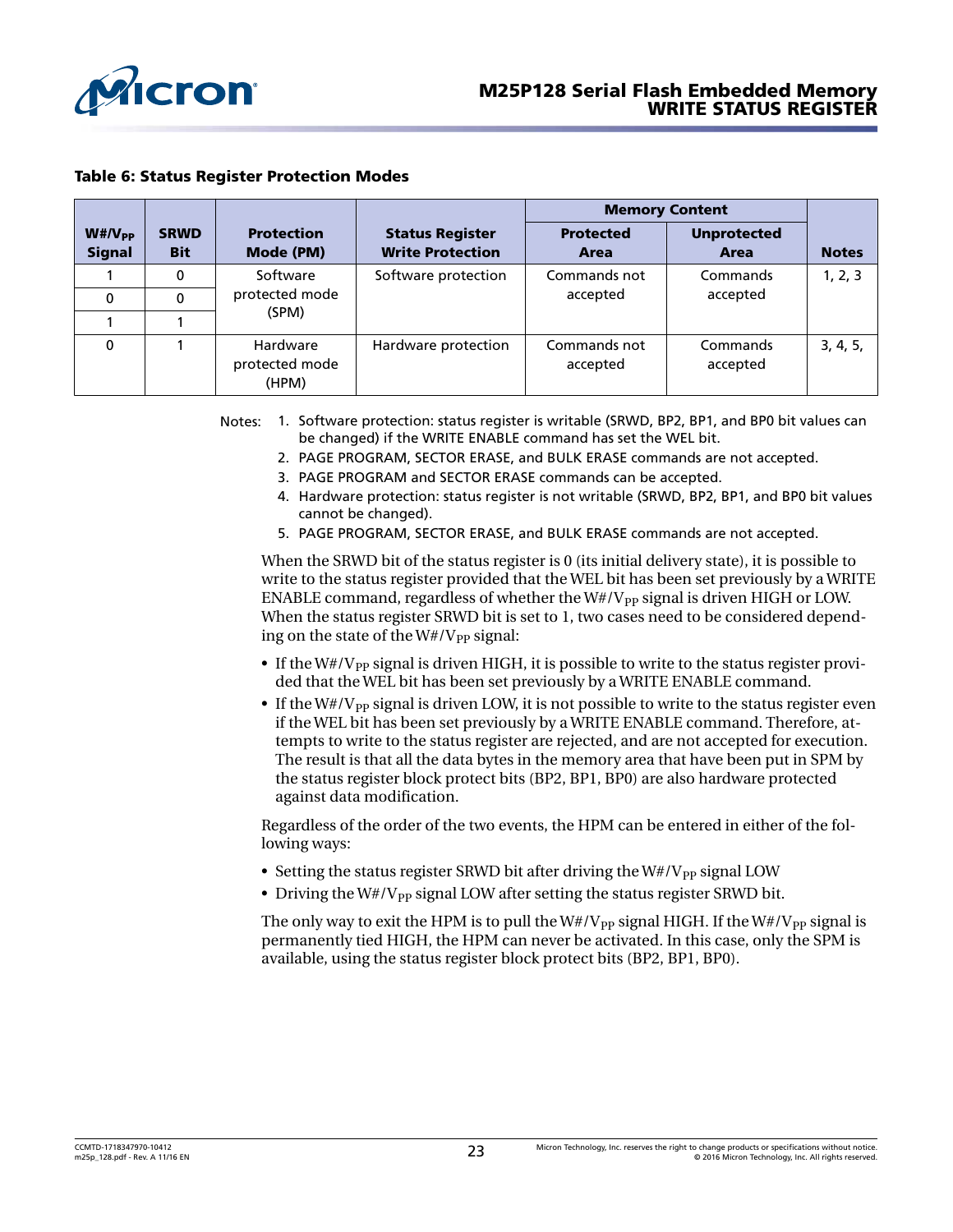**Table 6: Status Register Protection Modes**

| $W\#/V_{PP}$ Signal | SRWD Bit | Protection Mode (PM) | Status Register Write Protection | Memory Content | | Notes |
|---|---|---|---|---|---|---|
| | | | | Protected Area | Unprotected Area | |
| 1 | 0 | Software protected mode (SPM) | Software protection | Commands not accepted | Commands accepted | 1, 2, 3 |
| 0 | 0 | | | | | |
| 1 | 1 | | | | | |
| 0 | 1 | Hardware protected mode (HPM) | Hardware protection | Commands not accepted | Commands accepted | 3, 4, 5, |

Notes:
1. Software protection: status register is writable (SRWD, BP2, BP1, and BP0 bit values can be changed) if the WRITE ENABLE command has set the WEL bit.
2. PAGE PROGRAM, SECTOR ERASE, and BULK ERASE commands are not accepted.
3. PAGE PROGRAM and SECTOR ERASE commands can be accepted.
4. Hardware protection: status register is not writable (SRWD, BP2, BP1, and BP0 bit values cannot be changed).
5. PAGE PROGRAM, SECTOR ERASE, and BULK ERASE commands are not accepted.

When the SRWD bit of the status register is 0 (its initial delivery state), it is possible to write to the status register provided that the WEL bit has been set previously by a WRITE ENABLE command, regardless of whether the $W\#/V_{PP}$ signal is driven HIGH or LOW. When the status register SRWD bit is set to 1, two cases need to be considered depending on the state of the $W\#/V_{PP}$ signal:

- If the $W\#/V_{PP}$ signal is driven HIGH, it is possible to write to the status register provided that the WEL bit has been set previously by a WRITE ENABLE command.
- If the $W\#/V_{PP}$ signal is driven LOW, it is not possible to write to the status register even if the WEL bit has been set previously by a WRITE ENABLE command. Therefore, attempts to write to the status register are rejected, and are not accepted for execution. The result is that all the data bytes in the memory area that have been put in SPM by the status register block protect bits (BP2, BP1, BP0) are also hardware protected against data modification.

Regardless of the order of the two events, the HPM can be entered in either of the following ways:

- Setting the status register SRWD bit after driving the $W\#/V_{PP}$ signal LOW
- Driving the $W\#/V_{PP}$ signal LOW after setting the status register SRWD bit.

The only way to exit the HPM is to pull the $W\#/V_{PP}$ signal HIGH. If the $W\#/V_{PP}$ signal is permanently tied HIGH, the HPM can never be activated. In this case, only the SPM is available, using the status register block protect bits (BP2, BP1, BP0).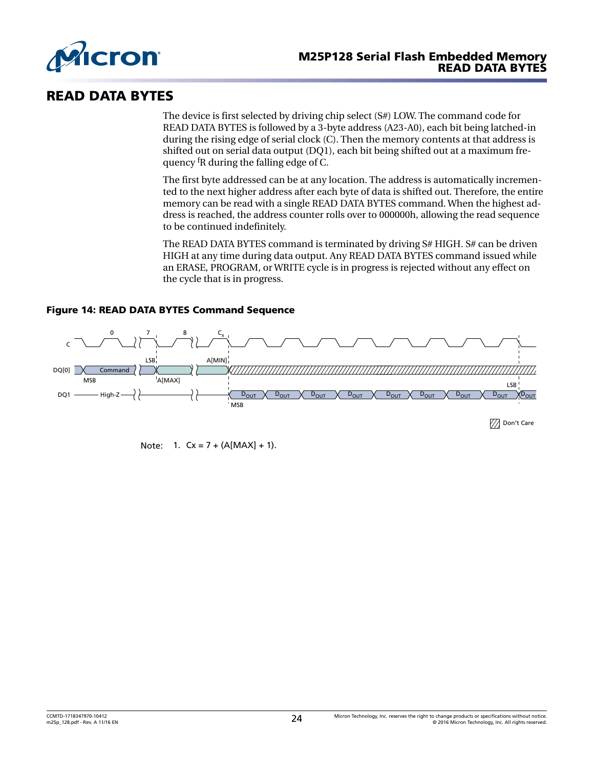# READ DATA BYTES

The device is first selected by driving chip select (S#) LOW. The command code for READ DATA BYTES is followed by a 3-byte address (A23-A0), each bit being latched-in during the rising edge of serial clock (C). Then the memory contents at that address is shifted out on serial data output (DQ1), each bit being shifted out at a maximum frequency $^f$R during the falling edge of C.

The first byte addressed can be at any location. The address is automatically incremented to the next higher address after each byte of data is shifted out. Therefore, the entire memory can be read with a single READ DATA BYTES command. When the highest address is reached, the address counter rolls over to 000000h, allowing the read sequence to be continued indefinitely.

The READ DATA BYTES command is terminated by driving S# HIGH. S# can be driven HIGH at any time during data output. Any READ DATA BYTES command issued while an ERASE, PROGRAM, or WRITE cycle is in progress is rejected without any effect on the cycle that is in progress.

**Figure 14: READ DATA BYTES Command Sequence**

Note: 1. Cx = 7 + (A[MAX] + 1).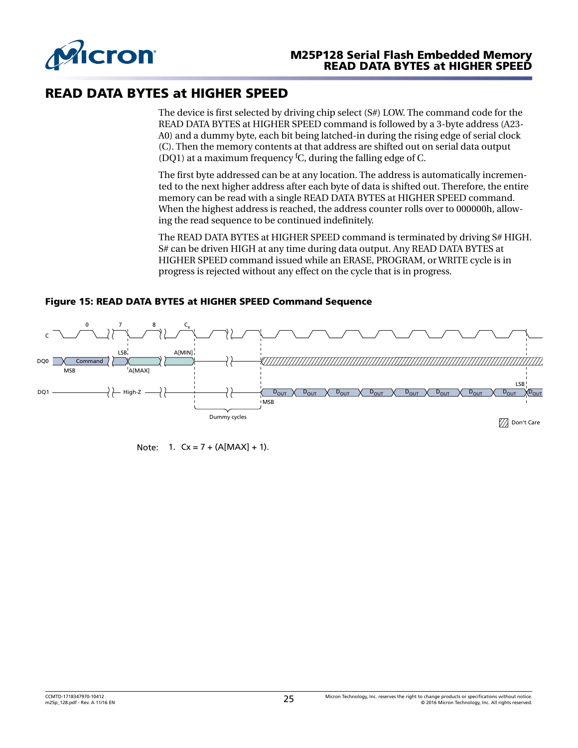# READ DATA BYTES at HIGHER SPEED

The device is first selected by driving chip select (S#) LOW. The command code for the READ DATA BYTES at HIGHER SPEED command is followed by a 3-byte address (A23-A0) and a dummy byte, each bit being latched-in during the rising edge of serial clock (C). Then the memory contents at that address are shifted out on serial data output (DQ1) at a maximum frequency $^f$C, during the falling edge of C.

The first byte addressed can be at any location. The address is automatically incremented to the next higher address after each byte of data is shifted out. Therefore, the entire memory can be read with a single READ DATA BYTES at HIGHER SPEED command. When the highest address is reached, the address counter rolls over to 000000h, allowing the read sequence to be continued indefinitely.

The READ DATA BYTES at HIGHER SPEED command is terminated by driving S# HIGH. S# can be driven HIGH at any time during data output. Any READ DATA BYTES at HIGHER SPEED command issued while an ERASE, PROGRAM, or WRITE cycle is in progress is rejected without any effect on the cycle that is in progress.

**Figure 15: READ DATA BYTES at HIGHER SPEED Command Sequence**

Note: 1. Cx = 7 + (A[MAX] + 1).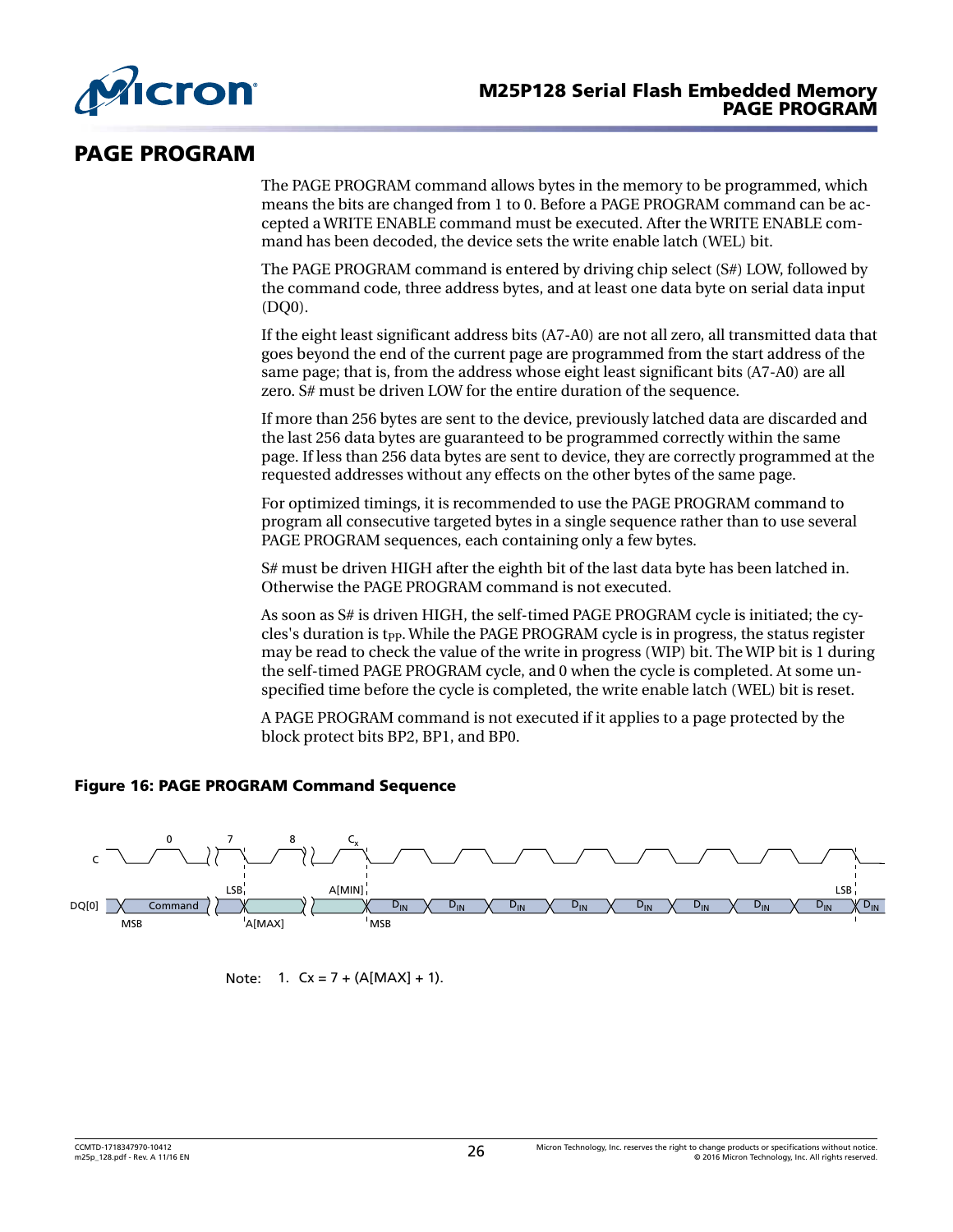# PAGE PROGRAM

The PAGE PROGRAM command allows bytes in the memory to be programmed, which means the bits are changed from 1 to 0. Before a PAGE PROGRAM command can be accepted a WRITE ENABLE command must be executed. After the WRITE ENABLE command has been decoded, the device sets the write enable latch (WEL) bit.

The PAGE PROGRAM command is entered by driving chip select (S#) LOW, followed by the command code, three address bytes, and at least one data byte on serial data input (DQ0).

If the eight least significant address bits (A7-A0) are not all zero, all transmitted data that goes beyond the end of the current page are programmed from the start address of the same page; that is, from the address whose eight least significant bits (A7-A0) are all zero. S# must be driven LOW for the entire duration of the sequence.

If more than 256 bytes are sent to the device, previously latched data are discarded and the last 256 data bytes are guaranteed to be programmed correctly within the same page. If less than 256 data bytes are sent to device, they are correctly programmed at the requested addresses without any effects on the other bytes of the same page.

For optimized timings, it is recommended to use the PAGE PROGRAM command to program all consecutive targeted bytes in a single sequence rather than to use several PAGE PROGRAM sequences, each containing only a few bytes.

S# must be driven HIGH after the eighth bit of the last data byte has been latched in. Otherwise the PAGE PROGRAM command is not executed.

As soon as S# is driven HIGH, the self-timed PAGE PROGRAM cycle is initiated; the cycles's duration is $t_{PP}$. While the PAGE PROGRAM cycle is in progress, the status register may be read to check the value of the write in progress (WIP) bit. The WIP bit is 1 during the self-timed PAGE PROGRAM cycle, and 0 when the cycle is completed. At some unspecified time before the cycle is completed, the write enable latch (WEL) bit is reset.

A PAGE PROGRAM command is not executed if it applies to a page protected by the block protect bits BP2, BP1, and BP0.

**Figure 16: PAGE PROGRAM Command Sequence**

Note: 1. Cx = 7 + (A[MAX] + 1).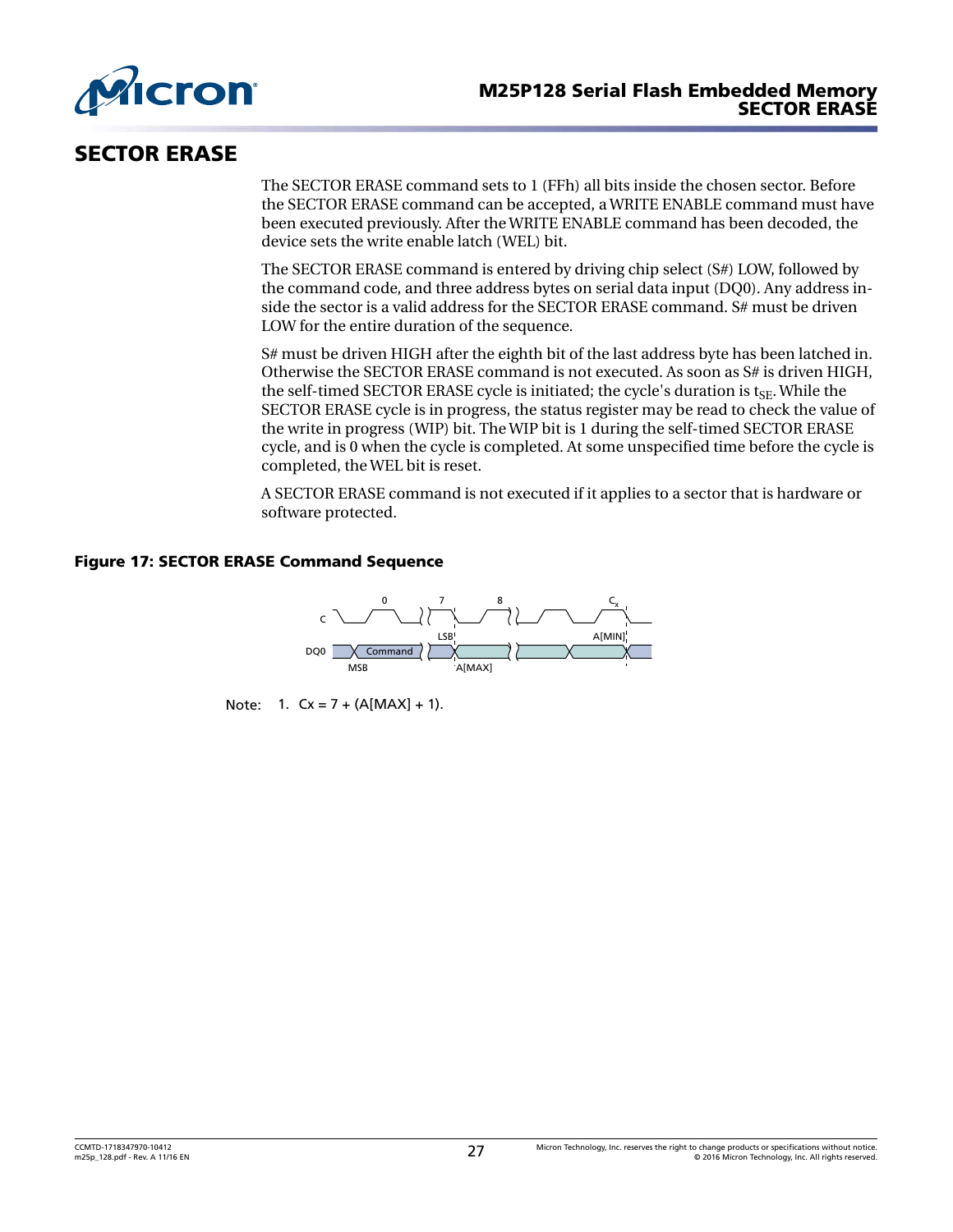# SECTOR ERASE

The SECTOR ERASE command sets to 1 (FFh) all bits inside the chosen sector. Before the SECTOR ERASE command can be accepted, a WRITE ENABLE command must have been executed previously. After the WRITE ENABLE command has been decoded, the device sets the write enable latch (WEL) bit.

The SECTOR ERASE command is entered by driving chip select (S#) LOW, followed by the command code, and three address bytes on serial data input (DQ0). Any address inside the sector is a valid address for the SECTOR ERASE command. S# must be driven LOW for the entire duration of the sequence.

S# must be driven HIGH after the eighth bit of the last address byte has been latched in. Otherwise the SECTOR ERASE command is not executed. As soon as S# is driven HIGH, the self-timed SECTOR ERASE cycle is initiated; the cycle's duration is $t_{SE}$. While the SECTOR ERASE cycle is in progress, the status register may be read to check the value of the write in progress (WIP) bit. The WIP bit is 1 during the self-timed SECTOR ERASE cycle, and is 0 when the cycle is completed. At some unspecified time before the cycle is completed, the WEL bit is reset.

A SECTOR ERASE command is not executed if it applies to a sector that is hardware or software protected.

**Figure 17: SECTOR ERASE Command Sequence**

C, DQ0, 0, 7, 8, $C_x$, Command, MSB, LSB, A[MAX], A[MIN]

Note: 1. Cx = 7 + (A[MAX] + 1).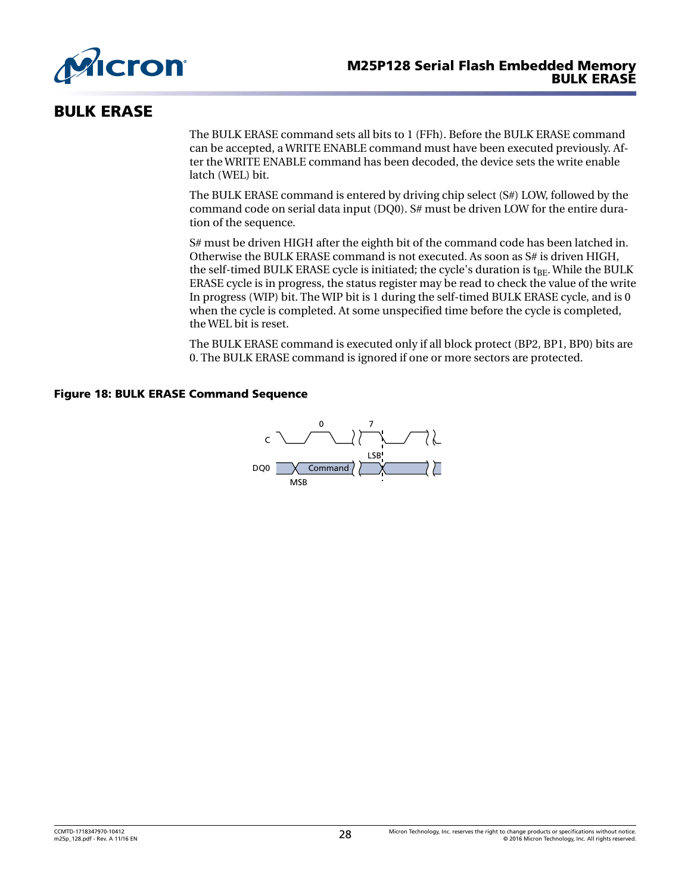## BULK ERASE

The BULK ERASE command sets all bits to 1 (FFh). Before the BULK ERASE command can be accepted, a WRITE ENABLE command must have been executed previously. After the WRITE ENABLE command has been decoded, the device sets the write enable latch (WEL) bit.

The BULK ERASE command is entered by driving chip select (S#) LOW, followed by the command code on serial data input (DQ0). S# must be driven LOW for the entire duration of the sequence.

S# must be driven HIGH after the eighth bit of the command code has been latched in. Otherwise the BULK ERASE command is not executed. As soon as S# is driven HIGH, the self-timed BULK ERASE cycle is initiated; the cycle's duration is $t_{BE}$. While the BULK ERASE cycle is in progress, the status register may be read to check the value of the write In progress (WIP) bit. The WIP bit is 1 during the self-timed BULK ERASE cycle, and is 0 when the cycle is completed. At some unspecified time before the cycle is completed, the WEL bit is reset.

The BULK ERASE command is executed only if all block protect (BP2, BP1, BP0) bits are 0. The BULK ERASE command is ignored if one or more sectors are protected.

**Figure 18: BULK ERASE Command Sequence**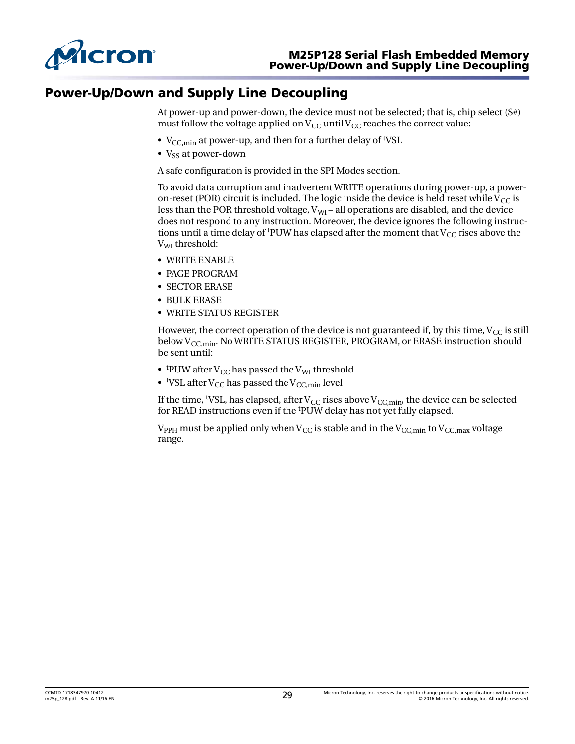# Power-Up/Down and Supply Line Decoupling

At power-up and power-down, the device must not be selected; that is, chip select (S#) must follow the voltage applied on $V_{CC}$ until $V_{CC}$ reaches the correct value:

- $V_{CC,min}$ at power-up, and then for a further delay of $^{t}$VSL
- $V_{SS}$ at power-down

A safe configuration is provided in the SPI Modes section.

To avoid data corruption and inadvertent WRITE operations during power-up, a power-on-reset (POR) circuit is included. The logic inside the device is held reset while $V_{CC}$ is less than the POR threshold voltage, $V_{WI}$ – all operations are disabled, and the device does not respond to any instruction. Moreover, the device ignores the following instructions until a time delay of $^{t}$PUW has elapsed after the moment that $V_{CC}$ rises above the $V_{WI}$ threshold:

- WRITE ENABLE
- PAGE PROGRAM
- SECTOR ERASE
- BULK ERASE
- WRITE STATUS REGISTER

However, the correct operation of the device is not guaranteed if, by this time, $V_{CC}$ is still below $V_{CC.min}$. No WRITE STATUS REGISTER, PROGRAM, or ERASE instruction should be sent until:

- $^{t}$PUW after $V_{CC}$ has passed the $V_{WI}$ threshold
- $^{t}$VSL after $V_{CC}$ has passed the $V_{CC,min}$ level

If the time, $^{t}$VSL, has elapsed, after $V_{CC}$ rises above $V_{CC,min}$, the device can be selected for READ instructions even if the $^{t}$PUW delay has not yet fully elapsed.

$V_{PPH}$ must be applied only when $V_{CC}$ is stable and in the $V_{CC,min}$ to $V_{CC,max}$ voltage range.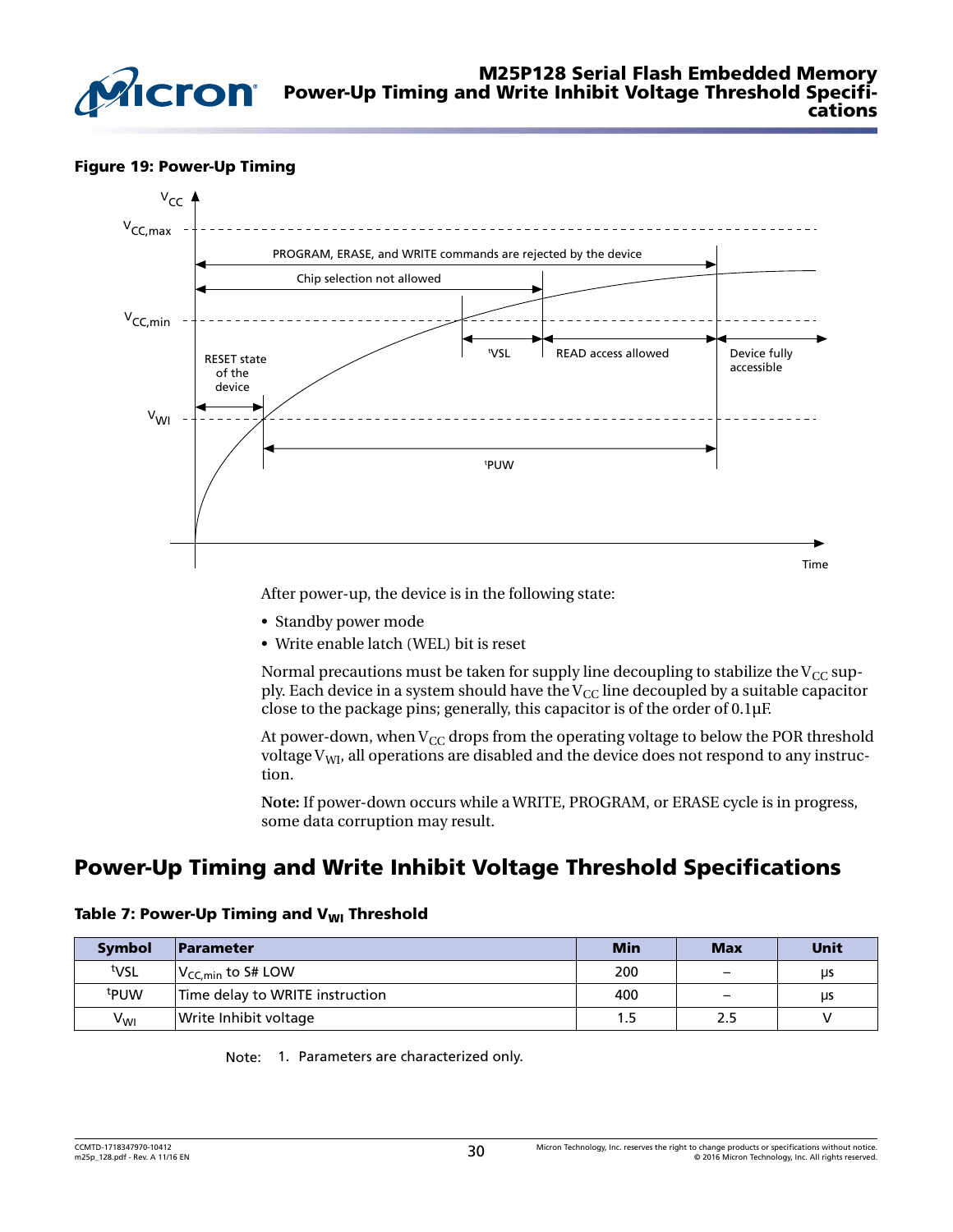**Figure 19: Power-Up Timing**

After power-up, the device is in the following state:

- Standby power mode
- Write enable latch (WEL) bit is reset

Normal precautions must be taken for supply line decoupling to stabilize the $V_{CC}$ supply. Each device in a system should have the $V_{CC}$ line decoupled by a suitable capacitor close to the package pins; generally, this capacitor is of the order of 0.1µF.

At power-down, when $V_{CC}$ drops from the operating voltage to below the POR threshold voltage $V_{WI}$, all operations are disabled and the device does not respond to any instruction.

**Note:** If power-down occurs while a WRITE, PROGRAM, or ERASE cycle is in progress, some data corruption may result.

## Power-Up Timing and Write Inhibit Voltage Threshold Specifications

**Table 7: Power-Up Timing and $V_{WI}$ Threshold**

| Symbol | Parameter | Min | Max | Unit |
|---|---|---|---|---|
| $^tVSL$ | $V_{CC,min}$ to S# LOW | 200 | – | µs |
| $^tPUW$ | Time delay to WRITE instruction | 400 | – | µs |
| $V_{WI}$ | Write Inhibit voltage | 1.5 | 2.5 | V |

Note: 1. Parameters are characterized only.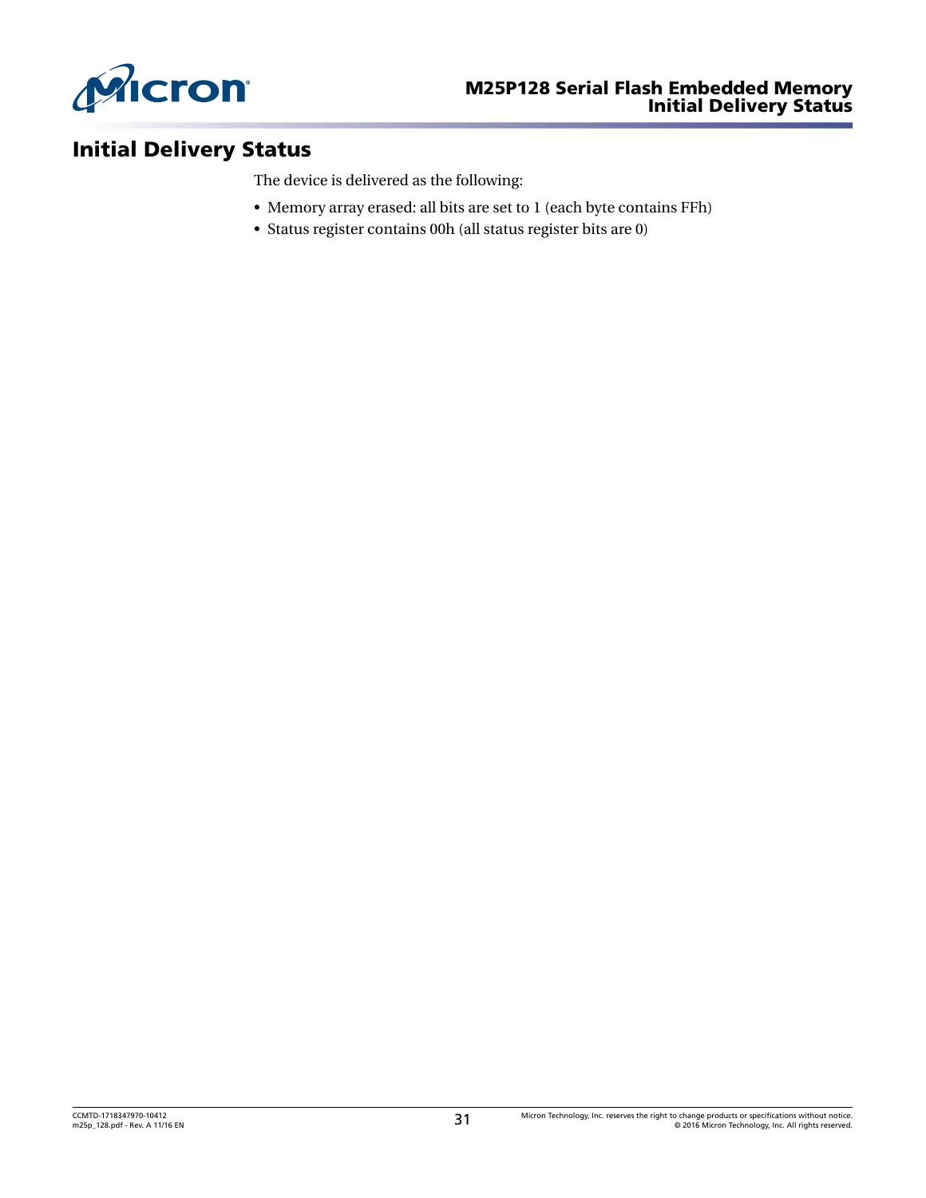# Initial Delivery Status

The device is delivered as the following:

- Memory array erased: all bits are set to 1 (each byte contains FFh)
- Status register contains 00h (all status register bits are 0)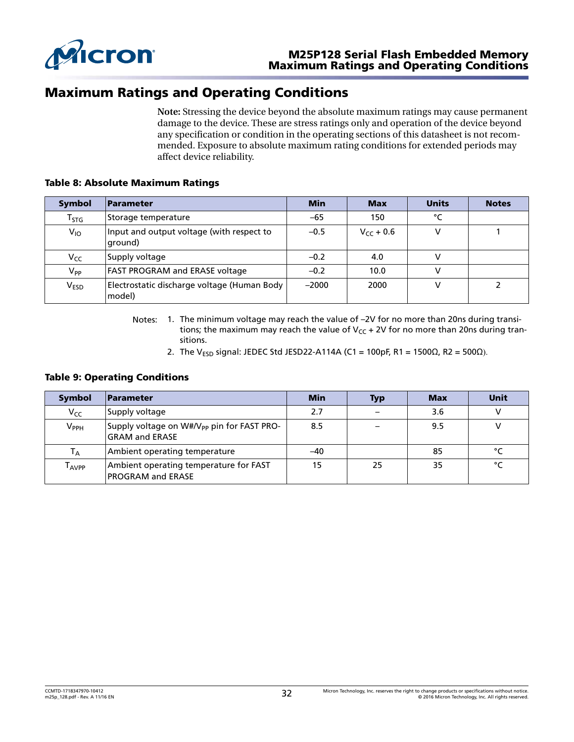# Maximum Ratings and Operating Conditions

**Note:** Stressing the device beyond the absolute maximum ratings may cause permanent damage to the device. These are stress ratings only and operation of the device beyond any specification or condition in the operating sections of this datasheet is not recommended. Exposure to absolute maximum rating conditions for extended periods may affect device reliability.

**Table 8: Absolute Maximum Ratings**

| Symbol | Parameter | Min | Max | Units | Notes |
|---|---|---|---|---|---|
| $T_{STG}$ | Storage temperature | –65 | 150 | °C | |
| $V_{IO}$ | Input and output voltage (with respect to ground) | –0.5 | $V_{CC}$ + 0.6 | V | 1 |
| $V_{CC}$ | Supply voltage | –0.2 | 4.0 | V | |
| $V_{PP}$ | FAST PROGRAM and ERASE voltage | –0.2 | 10.0 | V | |
| $V_{ESD}$ | Electrostatic discharge voltage (Human Body model) | –2000 | 2000 | V | 2 |

Notes:
1. The minimum voltage may reach the value of –2V for no more than 20ns during transitions; the maximum may reach the value of $V_{CC}$ + 2V for no more than 20ns during transitions.
2. The $V_{ESD}$ signal: JEDEC Std JESD22-A114A (C1 = 100pF, R1 = 1500Ω, R2 = 500Ω).

**Table 9: Operating Conditions**

| Symbol | Parameter | Min | Typ | Max | Unit |
|---|---|---|---|---|---|
| $V_{CC}$ | Supply voltage | 2.7 | – | 3.6 | V |
| $V_{PPH}$ | Supply voltage on W#/$V_{PP}$ pin for FAST PROGRAM and ERASE | 8.5 | – | 9.5 | V |
| $T_A$ | Ambient operating temperature | –40 | | 85 | °C |
| $T_{AVPP}$ | Ambient operating temperature for FAST PROGRAM and ERASE | 15 | 25 | 35 | °C |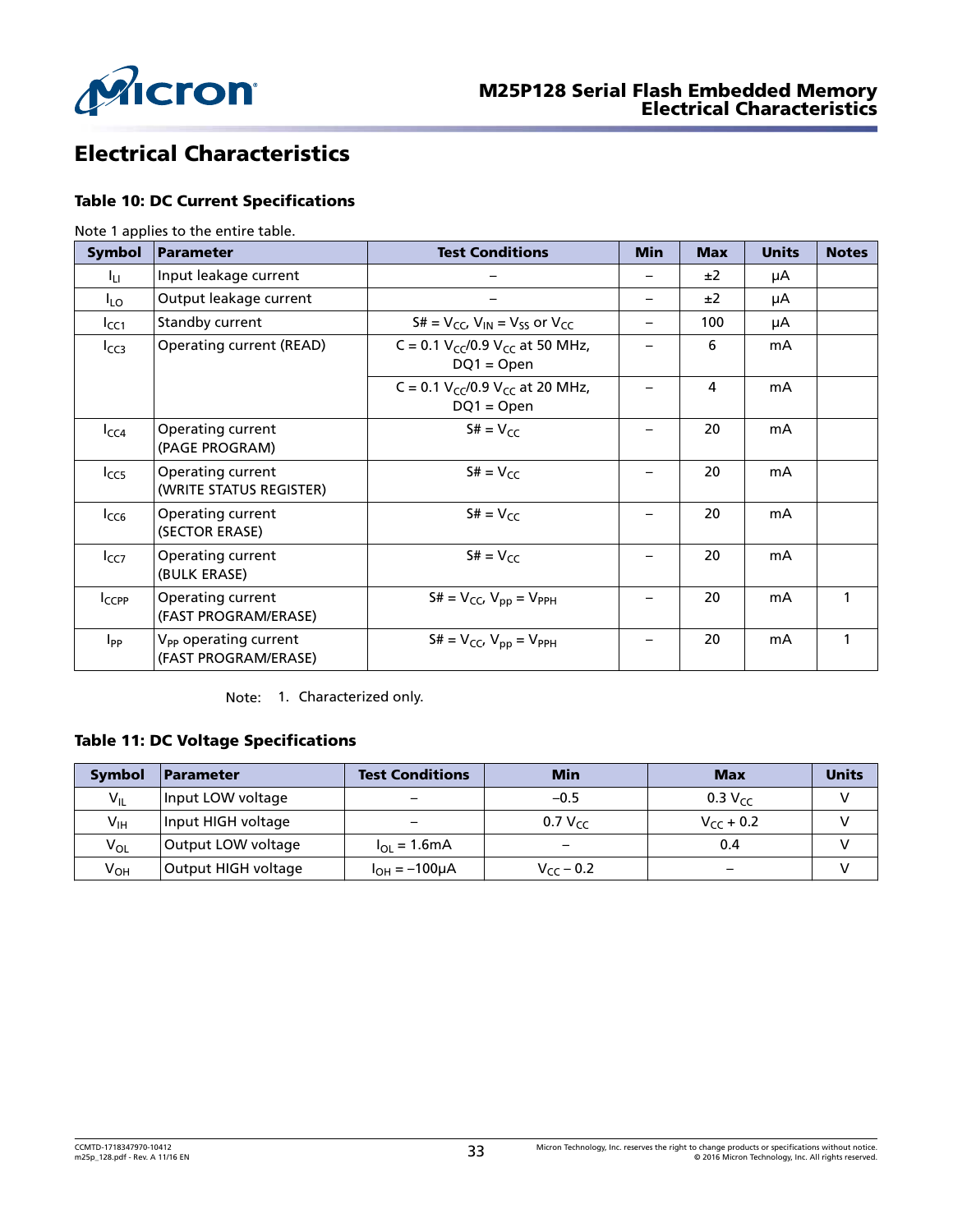# Electrical Characteristics

### Table 10: DC Current Specifications

Note 1 applies to the entire table.

| Symbol | Parameter | Test Conditions | Min | Max | Units | Notes |
|---|---|---|---|---|---|---|
| $I_{LI}$ | Input leakage current | – | – | ±2 | µA | |
| $I_{LO}$ | Output leakage current | – | – | ±2 | µA | |
| $I_{CC1}$ | Standby current | S# = $V_{CC}$, $V_{IN}$ = $V_{SS}$ or $V_{CC}$ | – | 100 | µA | |
| $I_{CC3}$ | Operating current (READ) | C = 0.1 $V_{CC}$/0.9 $V_{CC}$ at 50 MHz, DQ1 = Open | – | 6 | mA | |
| | | C = 0.1 $V_{CC}$/0.9 $V_{CC}$ at 20 MHz, DQ1 = Open | – | 4 | mA | |
| $I_{CC4}$ | Operating current (PAGE PROGRAM) | S# = $V_{CC}$ | – | 20 | mA | |
| $I_{CC5}$ | Operating current (WRITE STATUS REGISTER) | S# = $V_{CC}$ | – | 20 | mA | |
| $I_{CC6}$ | Operating current (SECTOR ERASE) | S# = $V_{CC}$ | – | 20 | mA | |
| $I_{CC7}$ | Operating current (BULK ERASE) | S# = $V_{CC}$ | – | 20 | mA | |
| $I_{CCPP}$ | Operating current (FAST PROGRAM/ERASE) | S# = $V_{CC}$, $V_{pp}$ = $V_{PPH}$ | – | 20 | mA | 1 |
| $I_{PP}$ | $V_{PP}$ operating current (FAST PROGRAM/ERASE) | S# = $V_{CC}$, $V_{pp}$ = $V_{PPH}$ | – | 20 | mA | 1 |

Note: 1. Characterized only.

### Table 11: DC Voltage Specifications

| Symbol | Parameter | Test Conditions | Min | Max | Units |
|---|---|---|---|---|---|
| $V_{IL}$ | Input LOW voltage | – | –0.5 | 0.3 $V_{CC}$ | V |
| $V_{IH}$ | Input HIGH voltage | – | 0.7 $V_{CC}$ | $V_{CC}$ + 0.2 | V |
| $V_{OL}$ | Output LOW voltage | $I_{OL}$ = 1.6mA | – | 0.4 | V |
| $V_{OH}$ | Output HIGH voltage | $I_{OH}$ = –100µA | $V_{CC}$ – 0.2 | – | V |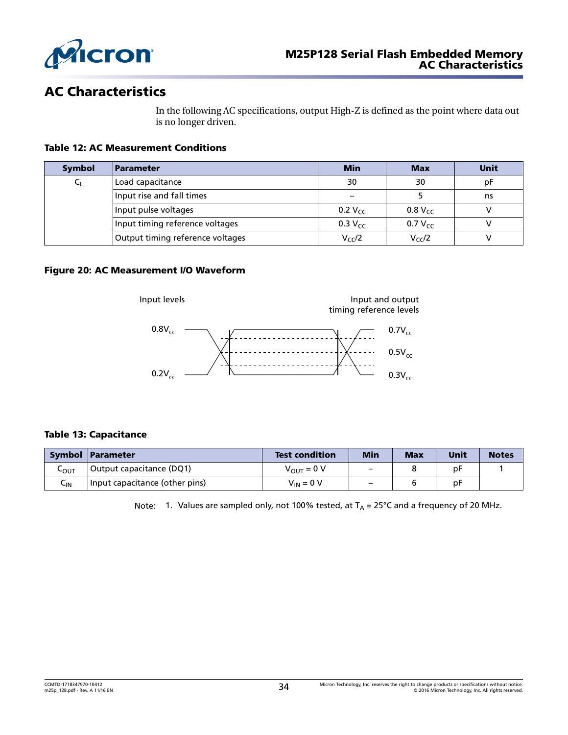# AC Characteristics

In the following AC specifications, output High-Z is defined as the point where data out is no longer driven.

**Table 12: AC Measurement Conditions**

| Symbol | Parameter | Min | Max | Unit |
|---|---|---|---|---|
| $C_L$ | Load capacitance | 30 | 30 | pF |
| | Input rise and fall times | – | 5 | ns |
| | Input pulse voltages | 0.2 $V_{CC}$ | 0.8 $V_{CC}$ | V |
| | Input timing reference voltages | 0.3 $V_{CC}$ | 0.7 $V_{CC}$ | V |
| | Output timing reference voltages | $V_{CC}/2$ | $V_{CC}/2$ | V |

**Figure 20: AC Measurement I/O Waveform**

Input levels

Input and output timing reference levels

$0.8V_{cc}$

$0.2V_{cc}$

$0.7V_{cc}$

$0.5V_{cc}$

$0.3V_{cc}$

**Table 13: Capacitance**

| Symbol | Parameter | Test condition | Min | Max | Unit | Notes |
|---|---|---|---|---|---|---|
| $C_{OUT}$ | Output capacitance (DQ1) | $V_{OUT}$ = 0 V | – | 8 | pF | 1 |
| $C_{IN}$ | Input capacitance (other pins) | $V_{IN}$ = 0 V | – | 6 | pF | |

Note: 1. Values are sampled only, not 100% tested, at $T_A$ = 25°C and a frequency of 20 MHz.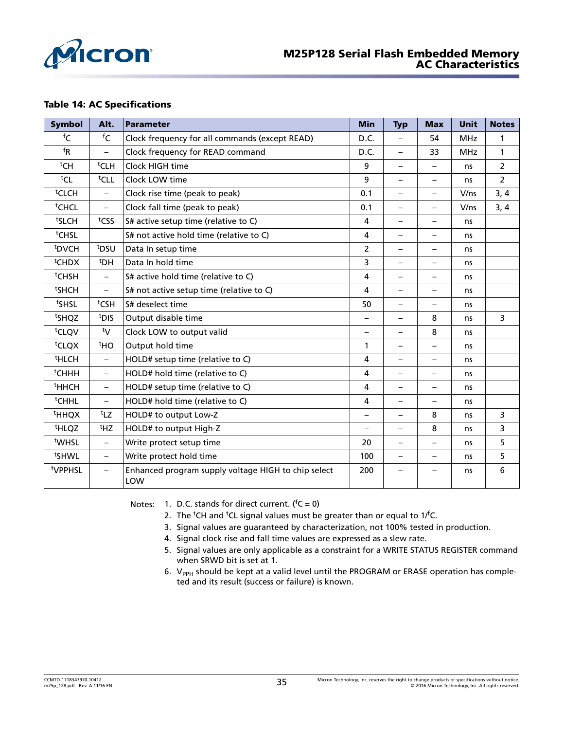**Table 14: AC Specifications**

| Symbol | Alt. | Parameter | Min | Typ | Max | Unit | Notes |
|---|---|---|---|---|---|---|---|
| $^{f}C$ | $^{f}C$ | Clock frequency for all commands (except READ) | D.C. | – | 54 | MHz | 1 |
| $^{f}R$ | – | Clock frequency for READ command | D.C. | – | 33 | MHz | 1 |
| $^{t}CH$ | $^{t}CLH$ | Clock HIGH time | 9 | – | – | ns | 2 |
| $^{t}CL$ | $^{t}CLL$ | Clock LOW time | 9 | – | – | ns | 2 |
| $^{t}CLCH$ | – | Clock rise time (peak to peak) | 0.1 | – | – | V/ns | 3, 4 |
| $^{t}CHCL$ | – | Clock fall time (peak to peak) | 0.1 | – | – | V/ns | 3, 4 |
| $^{t}SLCH$ | $^{t}CSS$ | S# active setup time (relative to C) | 4 | – | – | ns | |
| $^{t}CHSL$ | | S# not active hold time (relative to C) | 4 | – | – | ns | |
| $^{t}DVCH$ | $^{t}DSU$ | Data In setup time | 2 | – | – | ns | |
| $^{t}CHDX$ | $^{t}DH$ | Data In hold time | 3 | – | – | ns | |
| $^{t}CHSH$ | – | S# active hold time (relative to C) | 4 | – | – | ns | |
| $^{t}SHCH$ | – | S# not active setup time (relative to C) | 4 | – | – | ns | |
| $^{t}SHSL$ | $^{t}CSH$ | S# deselect time | 50 | – | – | ns | |
| $^{t}SHQZ$ | $^{t}DIS$ | Output disable time | – | – | 8 | ns | 3 |
| $^{t}CLQV$ | $^{t}V$ | Clock LOW to output valid | – | – | 8 | ns | |
| $^{t}CLQX$ | $^{t}HO$ | Output hold time | 1 | – | – | ns | |
| $^{t}HLCH$ | – | HOLD# setup time (relative to C) | 4 | – | – | ns | |
| $^{t}CHHH$ | – | HOLD# hold time (relative to C) | 4 | – | – | ns | |
| $^{t}HHCH$ | – | HOLD# setup time (relative to C) | 4 | – | – | ns | |
| $^{t}CHHL$ | – | HOLD# hold time (relative to C) | 4 | – | – | ns | |
| $^{t}HHQX$ | $^{t}LZ$ | HOLD# to output Low-Z | – | – | 8 | ns | 3 |
| $^{t}HLQZ$ | $^{t}HZ$ | HOLD# to output High-Z | – | – | 8 | ns | 3 |
| $^{t}WHSL$ | – | Write protect setup time | 20 | – | – | ns | 5 |
| $^{t}SHWL$ | – | Write protect hold time | 100 | – | – | ns | 5 |
| $^{t}VPPHSL$ | – | Enhanced program supply voltage HIGH to chip select LOW | 200 | – | – | ns | 6 |

Notes:
1. D.C. stands for direct current. ($^{f}C = 0$)
2. The $^{t}CH$ and $^{t}CL$ signal values must be greater than or equal to $1/^{f}C$.
3. Signal values are guaranteed by characterization, not 100% tested in production.
4. Signal clock rise and fall time values are expressed as a slew rate.
5. Signal values are only applicable as a constraint for a WRITE STATUS REGISTER command when SRWD bit is set at 1.
6. $V_{PPH}$ should be kept at a valid level until the PROGRAM or ERASE operation has completed and its result (success or failure) is known.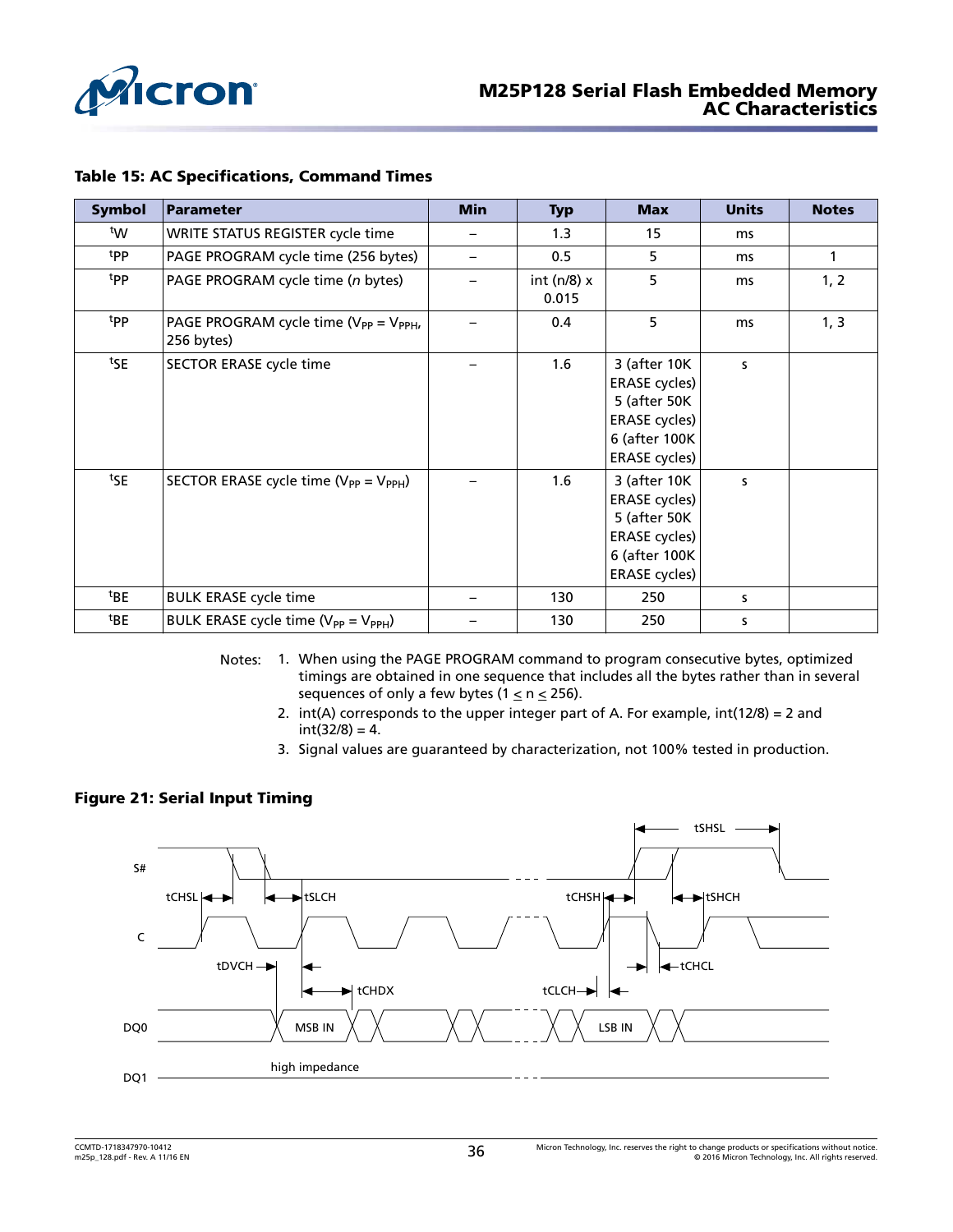**Table 15: AC Specifications, Command Times**

| Symbol | Parameter | Min | Typ | Max | Units | Notes |
|---|---|---|---|---|---|---|
| $^tW$ | WRITE STATUS REGISTER cycle time | – | 1.3 | 15 | ms | |
| $^tPP$ | PAGE PROGRAM cycle time (256 bytes) | – | 0.5 | 5 | ms | 1 |
| $^tPP$ | PAGE PROGRAM cycle time (*n* bytes) | – | int (n/8) x 0.015 | 5 | ms | 1, 2 |
| $^tPP$ | PAGE PROGRAM cycle time ($V_{PP} = V_{PPH}$, 256 bytes) | – | 0.4 | 5 | ms | 1, 3 |
| $^tSE$ | SECTOR ERASE cycle time | – | 1.6 | 3 (after 10K ERASE cycles) 5 (after 50K ERASE cycles) 6 (after 100K ERASE cycles) | s | |
| $^tSE$ | SECTOR ERASE cycle time ($V_{PP} = V_{PPH}$) | – | 1.6 | 3 (after 10K ERASE cycles) 5 (after 50K ERASE cycles) 6 (after 100K ERASE cycles) | s | |
| $^tBE$ | BULK ERASE cycle time | – | 130 | 250 | s | |
| $^tBE$ | BULK ERASE cycle time ($V_{PP} = V_{PPH}$) | – | 130 | 250 | s | |

Notes:
1. When using the PAGE PROGRAM command to program consecutive bytes, optimized timings are obtained in one sequence that includes all the bytes rather than in several sequences of only a few bytes ($1 \leq n \leq 256$).
2. int(A) corresponds to the upper integer part of A. For example, int(12/8) = 2 and int(32/8) = 4.
3. Signal values are guaranteed by characterization, not 100% tested in production.

**Figure 21: Serial Input Timing**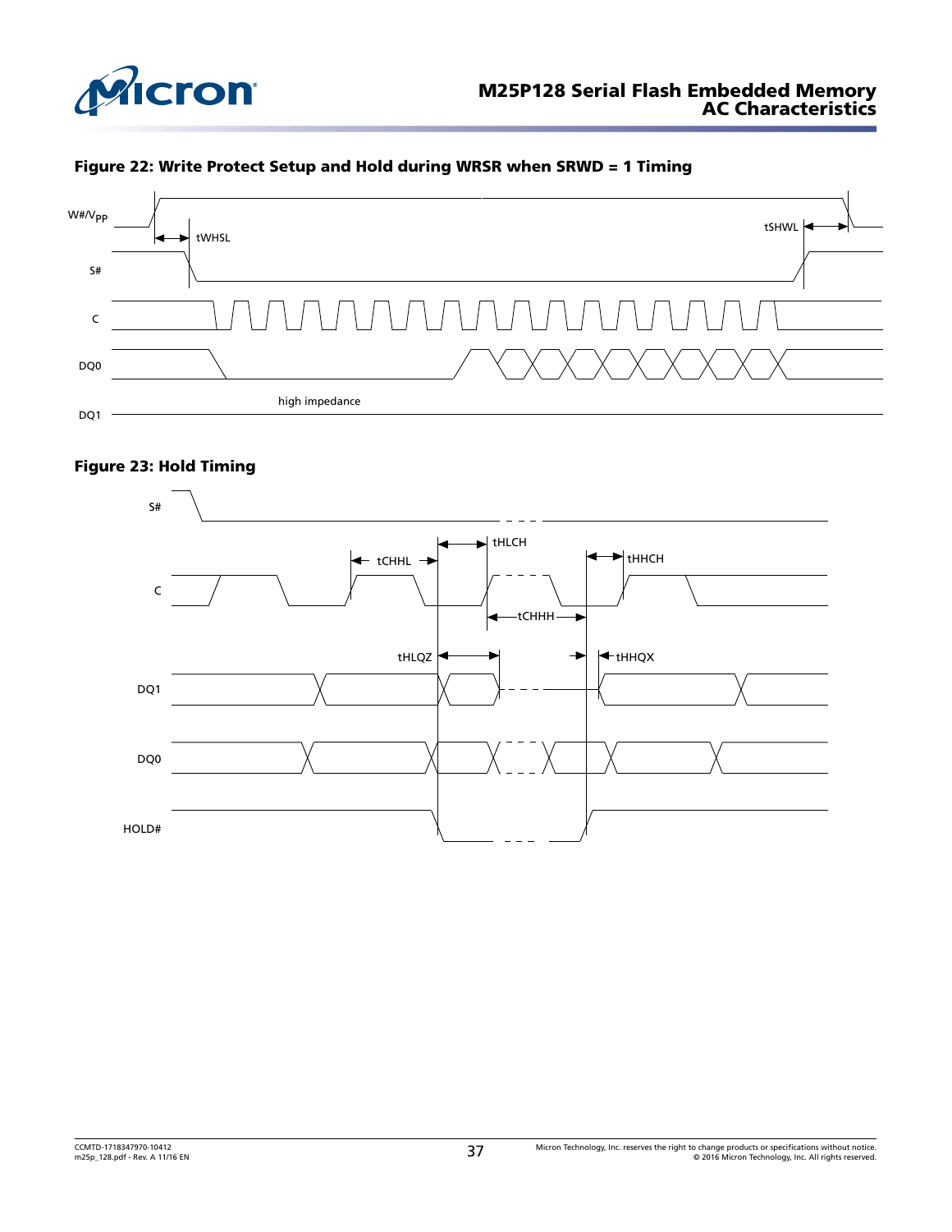**Figure 22: Write Protect Setup and Hold during WRSR when SRWD = 1 Timing**

**Figure 23: Hold Timing**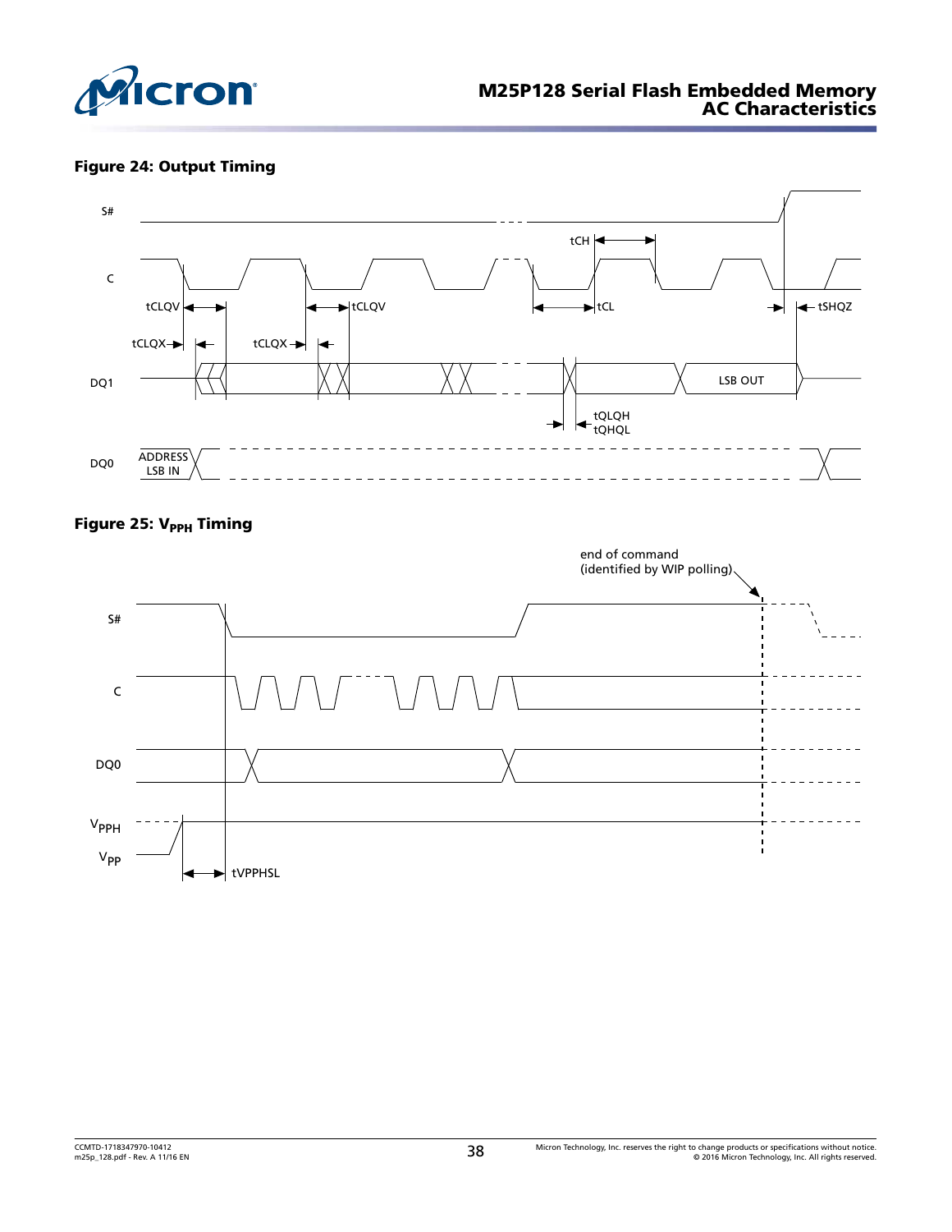**Figure 24: Output Timing**

S#

C

tCH

tCLQV

tCLQV

tCL

tSHQZ

tCLQX

tCLQX

DQ1

LSB OUT

tQLQH

tQHQL

DQ0

ADDRESS LSB IN

**Figure 25: $V_{PPH}$ Timing**

end of command (identified by WIP polling)

S#

C

DQ0

$V_{PPH}$

$V_{PP}$

tVPPHSL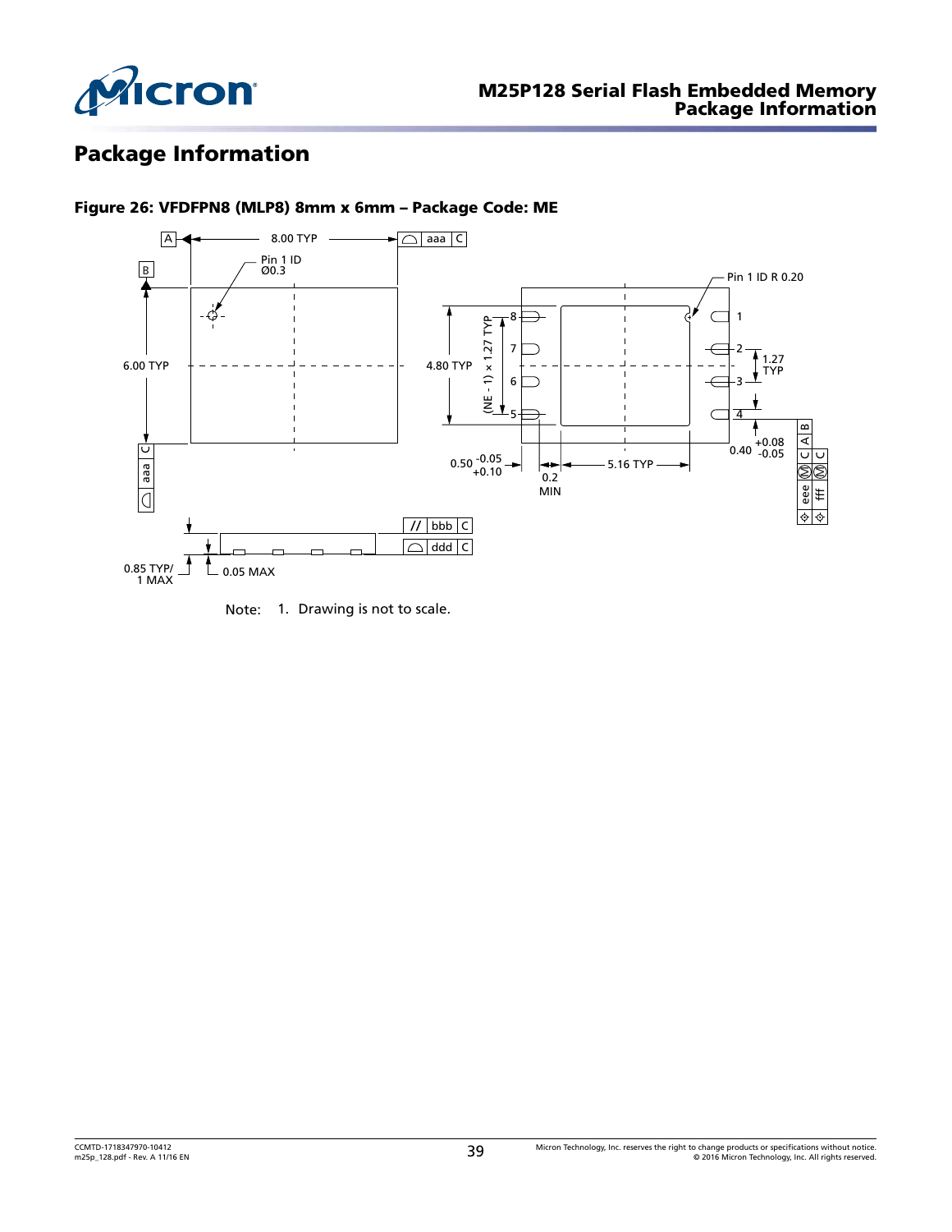# Package Information

**Figure 26: VFDFPN8 (MLP8) 8mm x 6mm – Package Code: ME**

Note: 1. Drawing is not to scale.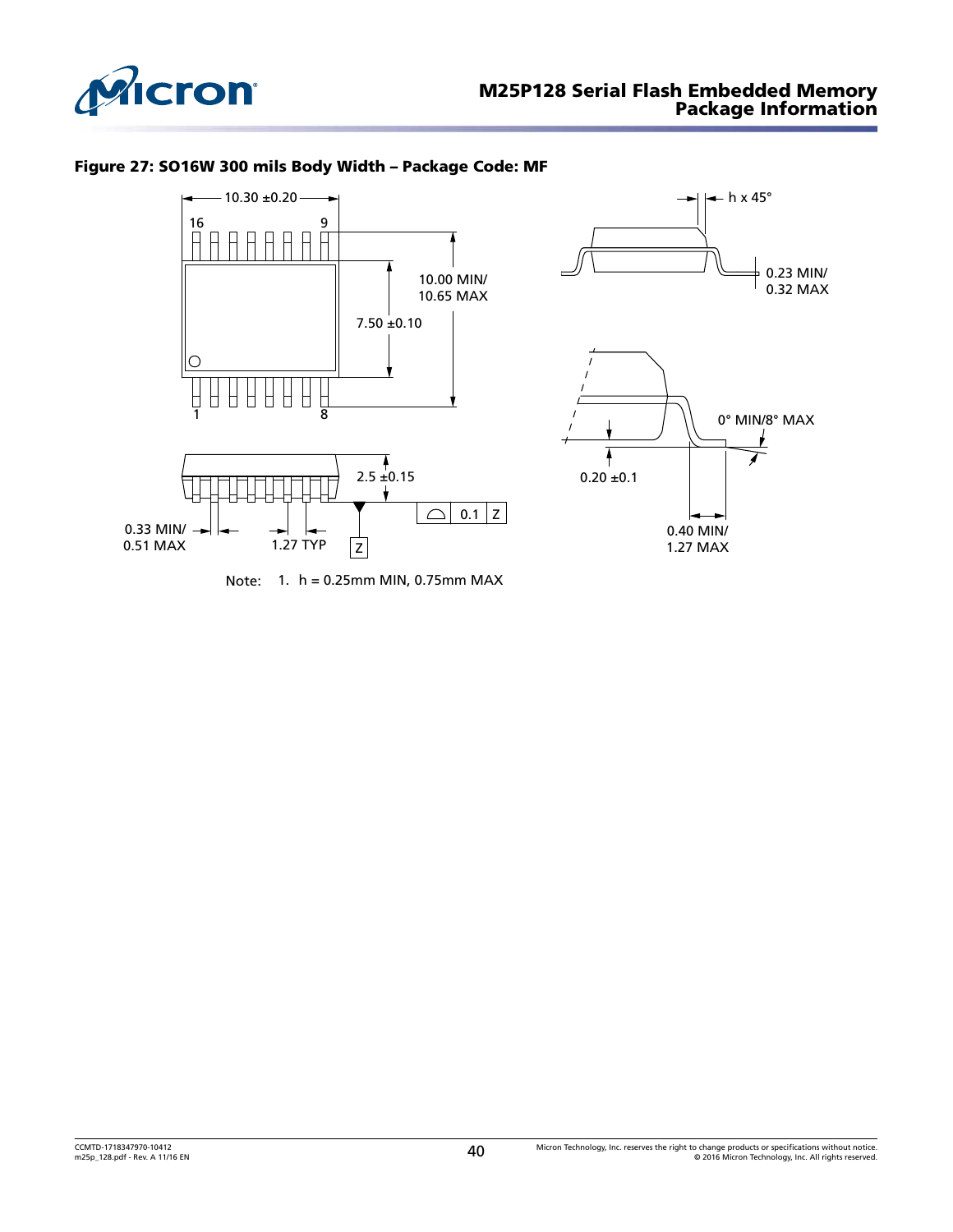**Figure 27: SO16W 300 mils Body Width – Package Code: MF**

10.30 ±0.20

16

9

10.00 MIN/
10.65 MAX

7.50 ±0.10

1

8

h x 45°

0.23 MIN/
0.32 MAX

0° MIN/8° MAX

0.20 ±0.1

0.40 MIN/
1.27 MAX

2.5 ±0.15

0.1 Z

0.33 MIN/
0.51 MAX

1.27 TYP

Z

Note: 1. h = 0.25mm MIN, 0.75mm MAX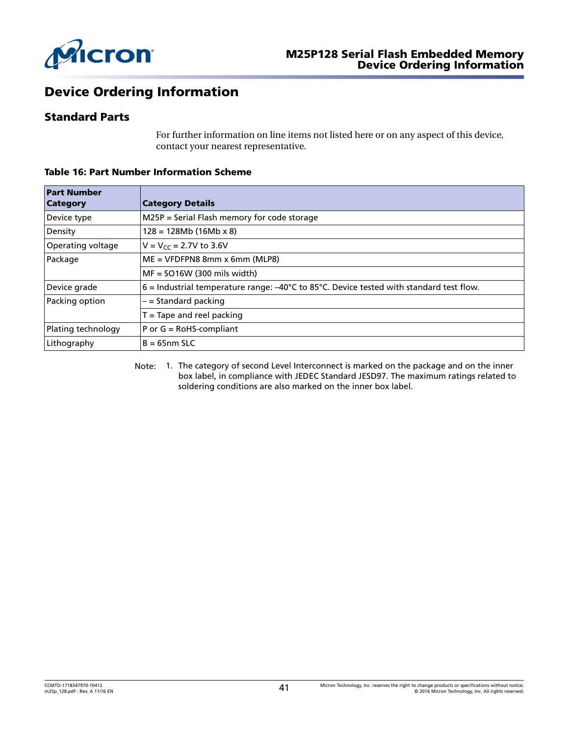# Device Ordering Information

## Standard Parts

For further information on line items not listed here or on any aspect of this device, contact your nearest representative.

**Table 16: Part Number Information Scheme**

| Part Number Category | Category Details |
|---|---|
| Device type | M25P = Serial Flash memory for code storage |
| Density | 128 = 128Mb (16Mb x 8) |
| Operating voltage | V = $V_{CC}$ = 2.7V to 3.6V |
| Package | ME = VFDFPN8 8mm x 6mm (MLP8) |
| | MF = SO16W (300 mils width) |
| Device grade | 6 = Industrial temperature range: –40°C to 85°C. Device tested with standard test flow. |
| Packing option | – = Standard packing |
| | T = Tape and reel packing |
| Plating technology | P or G = RoHS-compliant |
| Lithography | B = 65nm SLC |

Note: 1. The category of second Level Interconnect is marked on the package and on the inner box label, in compliance with JEDEC Standard JESD97. The maximum ratings related to soldering conditions are also marked on the inner box label.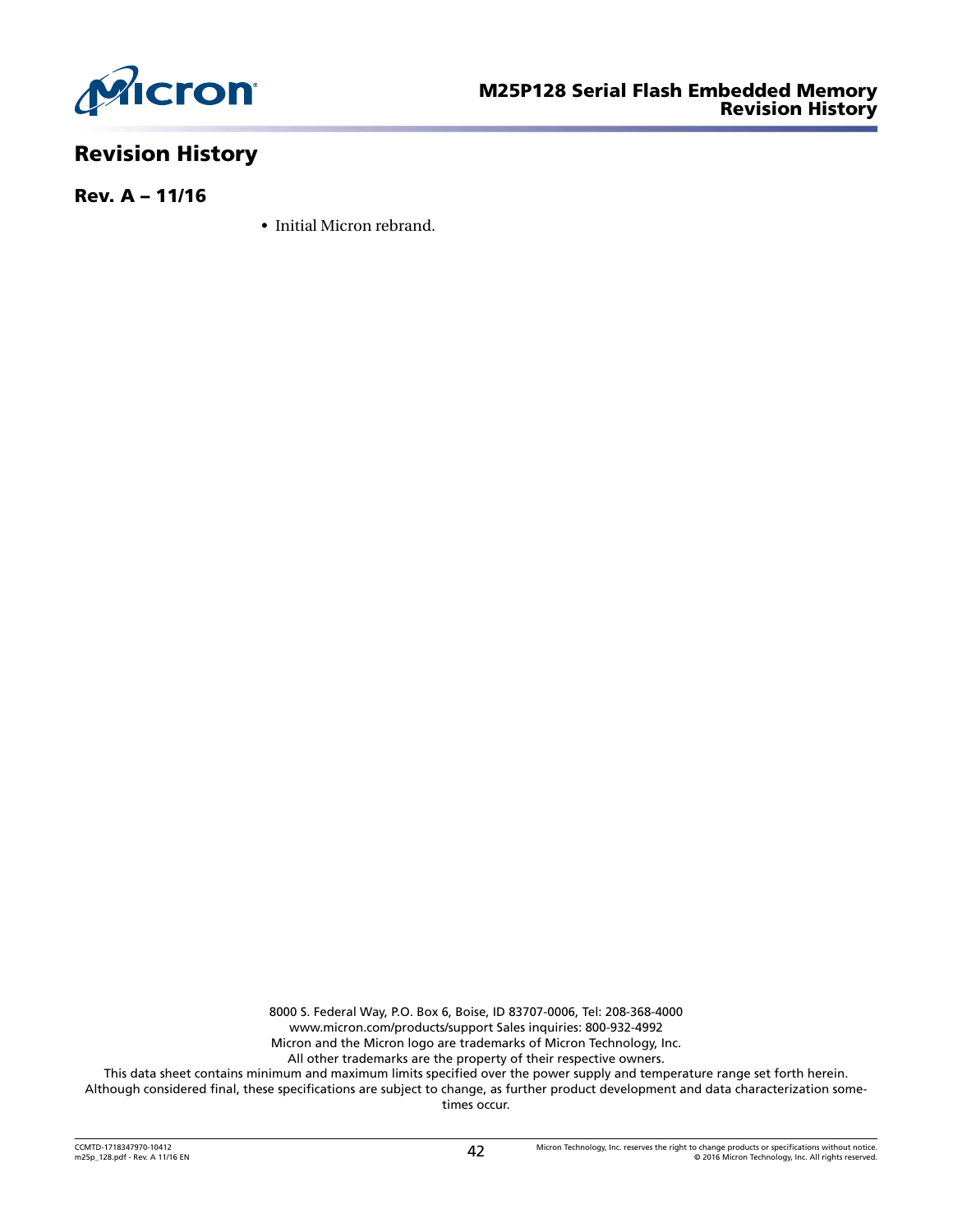# Revision History

## Rev. A – 11/16

- Initial Micron rebrand.

8000 S. Federal Way, P.O. Box 6, Boise, ID 83707-0006, Tel: 208-368-4000
www.micron.com/products/support Sales inquiries: 800-932-4992
Micron and the Micron logo are trademarks of Micron Technology, Inc.
All other trademarks are the property of their respective owners.
This data sheet contains minimum and maximum limits specified over the power supply and temperature range set forth herein.
Although considered final, these specifications are subject to change, as further product development and data characterization sometimes occur.